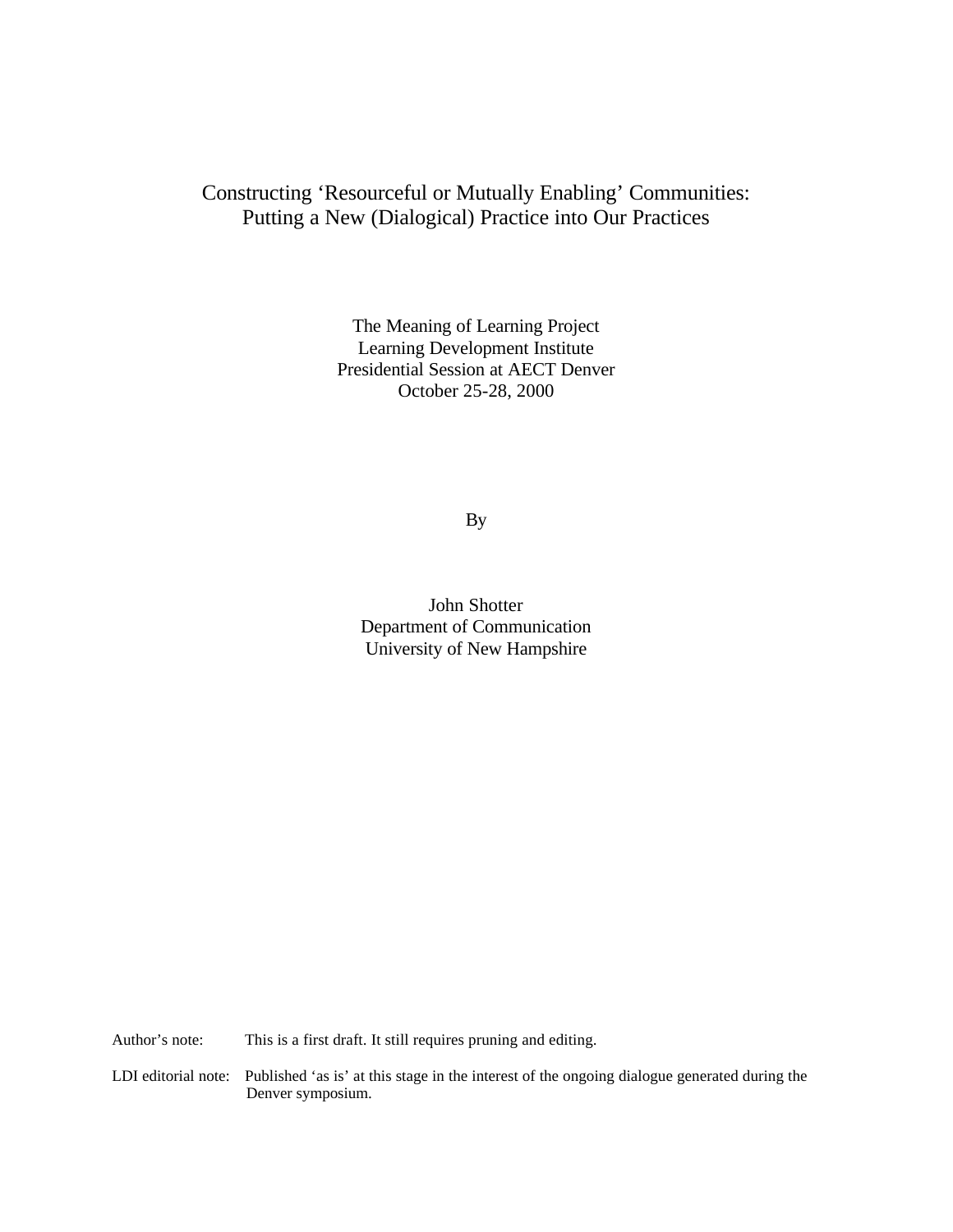# Constructing 'Resourceful or Mutually Enabling' Communities: Putting a New (Dialogical) Practice into Our Practices

The Meaning of Learning Project
Learning Development Institute
Presidential Session at AECT Denver
October 25-28, 2000

By

John Shotter
Department of Communication
University of New Hampshire

Author's note: This is a first draft. It still requires pruning and editing.

LDI editorial note: Published 'as is' at this stage in the interest of the ongoing dialogue generated during the Denver symposium.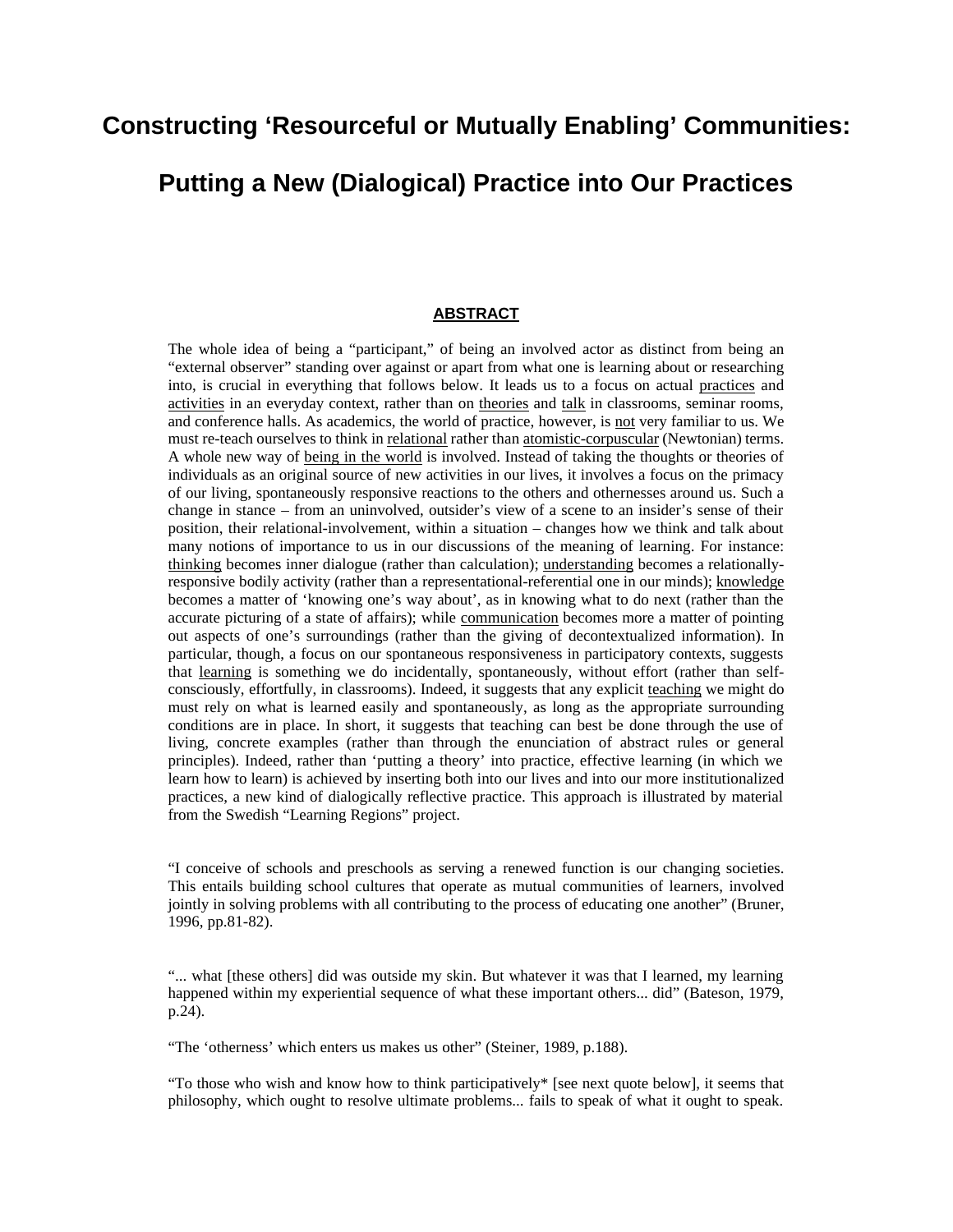# Constructing 'Resourceful or Mutually Enabling' Communities:

# Putting a New (Dialogical) Practice into Our Practices

## ABSTRACT

The whole idea of being a "participant," of being an involved actor as distinct from being an "external observer" standing over against or apart from what one is learning about or researching into, is crucial in everything that follows below. It leads us to a focus on actual practices and activities in an everyday context, rather than on theories and talk in classrooms, seminar rooms, and conference halls. As academics, the world of practice, however, is not very familiar to us. We must re-teach ourselves to think in relational rather than atomistic-corpuscular (Newtonian) terms. A whole new way of being in the world is involved. Instead of taking the thoughts or theories of individuals as an original source of new activities in our lives, it involves a focus on the primacy of our living, spontaneously responsive reactions to the others and othernesses around us. Such a change in stance – from an uninvolved, outsider's view of a scene to an insider's sense of their position, their relational-involvement, within a situation – changes how we think and talk about many notions of importance to us in our discussions of the meaning of learning. For instance: thinking becomes inner dialogue (rather than calculation); understanding becomes a relationally-responsive bodily activity (rather than a representational-referential one in our minds); knowledge becomes a matter of 'knowing one's way about', as in knowing what to do next (rather than the accurate picturing of a state of affairs); while communication becomes more a matter of pointing out aspects of one's surroundings (rather than the giving of decontextualized information). In particular, though, a focus on our spontaneous responsiveness in participatory contexts, suggests that learning is something we do incidentally, spontaneously, without effort (rather than self-consciously, effortfully, in classrooms). Indeed, it suggests that any explicit teaching we might do must rely on what is learned easily and spontaneously, as long as the appropriate surrounding conditions are in place. In short, it suggests that teaching can best be done through the use of living, concrete examples (rather than through the enunciation of abstract rules or general principles). Indeed, rather than 'putting a theory' into practice, effective learning (in which we learn how to learn) is achieved by inserting both into our lives and into our more institutionalized practices, a new kind of dialogically reflective practice. This approach is illustrated by material from the Swedish "Learning Regions" project.

"I conceive of schools and preschools as serving a renewed function is our changing societies. This entails building school cultures that operate as mutual communities of learners, involved jointly in solving problems with all contributing to the process of educating one another" (Bruner, 1996, pp.81-82).

"... what [these others] did was outside my skin. But whatever it was that I learned, my learning happened within my experiential sequence of what these important others... did" (Bateson, 1979, p.24).

"The 'otherness' which enters us makes us other" (Steiner, 1989, p.188).

"To those who wish and know how to think participatively* [see next quote below], it seems that philosophy, which ought to resolve ultimate problems... fails to speak of what it ought to speak.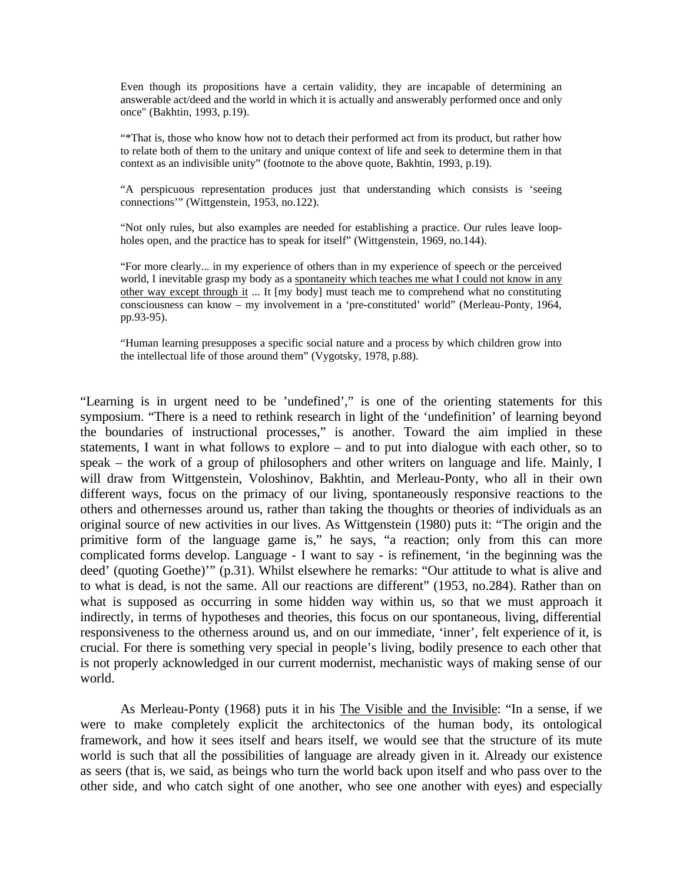> Even though its propositions have a certain validity, they are incapable of determining an answerable act/deed and the world in which it is actually and answerably performed once and only once" (Bakhtin, 1993, p.19).

> "*That is, those who know how not to detach their performed act from its product, but rather how to relate both of them to the unitary and unique context of life and seek to determine them in that context as an indivisible unity" (footnote to the above quote, Bakhtin, 1993, p.19).

> "A perspicuous representation produces just that understanding which consists is 'seeing connections'" (Wittgenstein, 1953, no.122).

> "Not only rules, but also examples are needed for establishing a practice. Our rules leave loop-holes open, and the practice has to speak for itself" (Wittgenstein, 1969, no.144).

> "For more clearly... in my experience of others than in my experience of speech or the perceived world, I inevitable grasp my body as a <u>spontaneity which teaches me what I could not know in any other way except through it</u> ... It [my body] must teach me to comprehend what no constituting consciousness can know – my involvement in a 'pre-constituted' world" (Merleau-Ponty, 1964, pp.93-95).

> "Human learning presupposes a specific social nature and a process by which children grow into the intellectual life of those around them" (Vygotsky, 1978, p.88).

"Learning is in urgent need to be 'undefined'," is one of the orienting statements for this symposium. "There is a need to rethink research in light of the 'undefinition' of learning beyond the boundaries of instructional processes," is another. Toward the aim implied in these statements, I want in what follows to explore – and to put into dialogue with each other, so to speak – the work of a group of philosophers and other writers on language and life. Mainly, I will draw from Wittgenstein, Voloshinov, Bakhtin, and Merleau-Ponty, who all in their own different ways, focus on the primacy of our living, spontaneously responsive reactions to the others and othernesses around us, rather than taking the thoughts or theories of individuals as an original source of new activities in our lives. As Wittgenstein (1980) puts it: "The origin and the primitive form of the language game is," he says, "a reaction; only from this can more complicated forms develop. Language - I want to say - is refinement, 'in the beginning was the deed' (quoting Goethe)'" (p.31). Whilst elsewhere he remarks: "Our attitude to what is alive and to what is dead, is not the same. All our reactions are different" (1953, no.284). Rather than on what is supposed as occurring in some hidden way within us, so that we must approach it indirectly, in terms of hypotheses and theories, this focus on our spontaneous, living, differential responsiveness to the otherness around us, and on our immediate, 'inner', felt experience of it, is crucial. For there is something very special in people's living, bodily presence to each other that is not properly acknowledged in our current modernist, mechanistic ways of making sense of our world.

As Merleau-Ponty (1968) puts it in his <u>The Visible and the Invisible</u>: "In a sense, if we were to make completely explicit the architectonics of the human body, its ontological framework, and how it sees itself and hears itself, we would see that the structure of its mute world is such that all the possibilities of language are already given in it. Already our existence as seers (that is, we said, as beings who turn the world back upon itself and who pass over to the other side, and who catch sight of one another, who see one another with eyes) and especially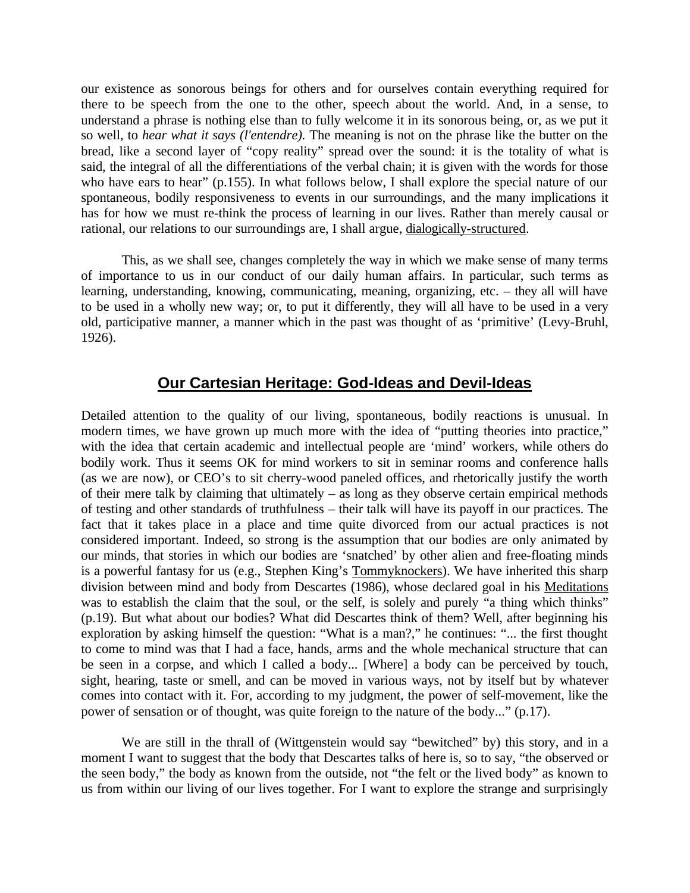our existence as sonorous beings for others and for ourselves contain everything required for there to be speech from the one to the other, speech about the world. And, in a sense, to understand a phrase is nothing else than to fully welcome it in its sonorous being, or, as we put it so well, to *hear what it says (l'entendre).* The meaning is not on the phrase like the butter on the bread, like a second layer of "copy reality" spread over the sound: it is the totality of what is said, the integral of all the differentiations of the verbal chain; it is given with the words for those who have ears to hear" (p.155). In what follows below, I shall explore the special nature of our spontaneous, bodily responsiveness to events in our surroundings, and the many implications it has for how we must re-think the process of learning in our lives. Rather than merely causal or rational, our relations to our surroundings are, I shall argue, dialogically-structured.

This, as we shall see, changes completely the way in which we make sense of many terms of importance to us in our conduct of our daily human affairs. In particular, such terms as learning, understanding, knowing, communicating, meaning, organizing, etc. – they all will have to be used in a wholly new way; or, to put it differently, they will all have to be used in a very old, participative manner, a manner which in the past was thought of as 'primitive' (Levy-Bruhl, 1926).

## Our Cartesian Heritage: God-Ideas and Devil-Ideas

Detailed attention to the quality of our living, spontaneous, bodily reactions is unusual. In modern times, we have grown up much more with the idea of "putting theories into practice," with the idea that certain academic and intellectual people are 'mind' workers, while others do bodily work. Thus it seems OK for mind workers to sit in seminar rooms and conference halls (as we are now), or CEO's to sit cherry-wood paneled offices, and rhetorically justify the worth of their mere talk by claiming that ultimately – as long as they observe certain empirical methods of testing and other standards of truthfulness – their talk will have its payoff in our practices. The fact that it takes place in a place and time quite divorced from our actual practices is not considered important. Indeed, so strong is the assumption that our bodies are only animated by our minds, that stories in which our bodies are 'snatched' by other alien and free-floating minds is a powerful fantasy for us (e.g., Stephen King's Tommyknockers). We have inherited this sharp division between mind and body from Descartes (1986), whose declared goal in his Meditations was to establish the claim that the soul, or the self, is solely and purely "a thing which thinks" (p.19). But what about our bodies? What did Descartes think of them? Well, after beginning his exploration by asking himself the question: "What is a man?," he continues: "... the first thought to come to mind was that I had a face, hands, arms and the whole mechanical structure that can be seen in a corpse, and which I called a body... [Where] a body can be perceived by touch, sight, hearing, taste or smell, and can be moved in various ways, not by itself but by whatever comes into contact with it. For, according to my judgment, the power of self-movement, like the power of sensation or of thought, was quite foreign to the nature of the body..." (p.17).

We are still in the thrall of (Wittgenstein would say "bewitched" by) this story, and in a moment I want to suggest that the body that Descartes talks of here is, so to say, "the observed or the seen body," the body as known from the outside, not "the felt or the lived body" as known to us from within our living of our lives together. For I want to explore the strange and surprisingly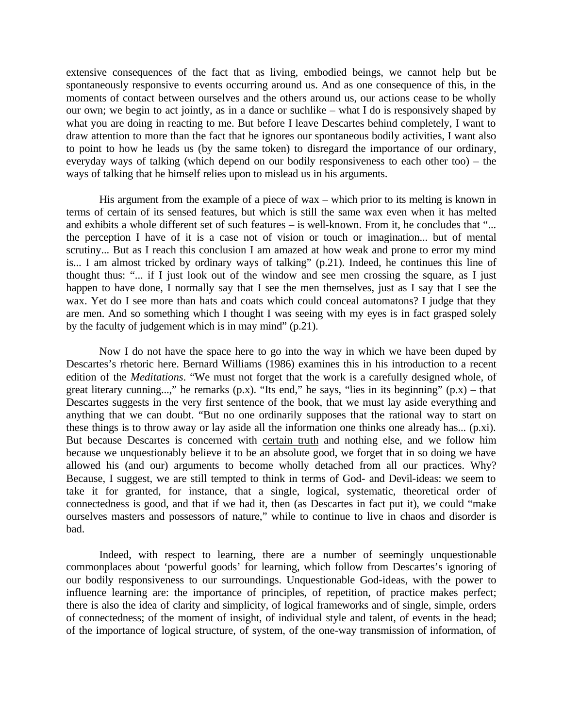extensive consequences of the fact that as living, embodied beings, we cannot help but be spontaneously responsive to events occurring around us. And as one consequence of this, in the moments of contact between ourselves and the others around us, our actions cease to be wholly our own; we begin to act jointly, as in a dance or suchlike – what I do is responsively shaped by what you are doing in reacting to me. But before I leave Descartes behind completely, I want to draw attention to more than the fact that he ignores our spontaneous bodily activities, I want also to point to how he leads us (by the same token) to disregard the importance of our ordinary, everyday ways of talking (which depend on our bodily responsiveness to each other too) – the ways of talking that he himself relies upon to mislead us in his arguments.

His argument from the example of a piece of wax – which prior to its melting is known in terms of certain of its sensed features, but which is still the same wax even when it has melted and exhibits a whole different set of such features – is well-known. From it, he concludes that "... the perception I have of it is a case not of vision or touch or imagination... but of mental scrutiny... But as I reach this conclusion I am amazed at how weak and prone to error my mind is... I am almost tricked by ordinary ways of talking" (p.21). Indeed, he continues this line of thought thus: "... if I just look out of the window and see men crossing the square, as I just happen to have done, I normally say that I see the men themselves, just as I say that I see the wax. Yet do I see more than hats and coats which could conceal automatons? I <u>judge</u> that they are men. And so something which I thought I was seeing with my eyes is in fact grasped solely by the faculty of judgement which is in may mind" (p.21).

Now I do not have the space here to go into the way in which we have been duped by Descartes's rhetoric here. Bernard Williams (1986) examines this in his introduction to a recent edition of the *Meditations*. "We must not forget that the work is a carefully designed whole, of great literary cunning...," he remarks (p.x). "Its end," he says, "lies in its beginning" (p.x) – that Descartes suggests in the very first sentence of the book, that we must lay aside everything and anything that we can doubt. "But no one ordinarily supposes that the rational way to start on these things is to throw away or lay aside all the information one thinks one already has... (p.xi). But because Descartes is concerned with <u>certain truth</u> and nothing else, and we follow him because we unquestionably believe it to be an absolute good, we forget that in so doing we have allowed his (and our) arguments to become wholly detached from all our practices. Why? Because, I suggest, we are still tempted to think in terms of God- and Devil-ideas: we seem to take it for granted, for instance, that a single, logical, systematic, theoretical order of connectedness is good, and that if we had it, then (as Descartes in fact put it), we could "make ourselves masters and possessors of nature," while to continue to live in chaos and disorder is bad.

Indeed, with respect to learning, there are a number of seemingly unquestionable commonplaces about 'powerful goods' for learning, which follow from Descartes's ignoring of our bodily responsiveness to our surroundings. Unquestionable God-ideas, with the power to influence learning are: the importance of principles, of repetition, of practice makes perfect; there is also the idea of clarity and simplicity, of logical frameworks and of single, simple, orders of connectedness; of the moment of insight, of individual style and talent, of events in the head; of the importance of logical structure, of system, of the one-way transmission of information, of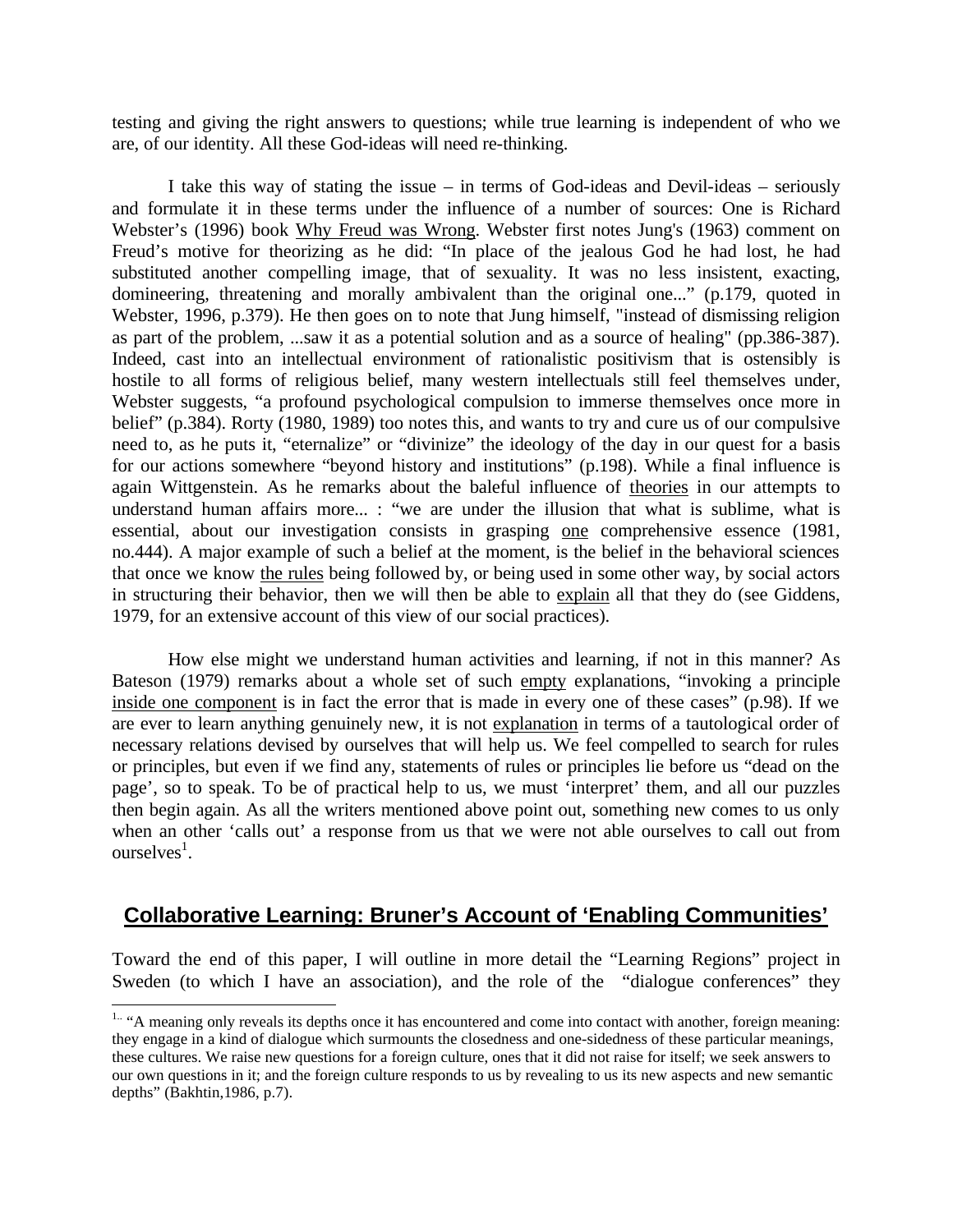testing and giving the right answers to questions; while true learning is independent of who we are, of our identity. All these God-ideas will need re-thinking.

I take this way of stating the issue – in terms of God-ideas and Devil-ideas – seriously and formulate it in these terms under the influence of a number of sources: One is Richard Webster's (1996) book Why Freud was Wrong. Webster first notes Jung's (1963) comment on Freud's motive for theorizing as he did: "In place of the jealous God he had lost, he had substituted another compelling image, that of sexuality. It was no less insistent, exacting, domineering, threatening and morally ambivalent than the original one..." (p.179, quoted in Webster, 1996, p.379). He then goes on to note that Jung himself, "instead of dismissing religion as part of the problem, ...saw it as a potential solution and as a source of healing" (pp.386-387). Indeed, cast into an intellectual environment of rationalistic positivism that is ostensibly is hostile to all forms of religious belief, many western intellectuals still feel themselves under, Webster suggests, "a profound psychological compulsion to immerse themselves once more in belief" (p.384). Rorty (1980, 1989) too notes this, and wants to try and cure us of our compulsive need to, as he puts it, "eternalize" or "divinize" the ideology of the day in our quest for a basis for our actions somewhere "beyond history and institutions" (p.198). While a final influence is again Wittgenstein. As he remarks about the baleful influence of theories in our attempts to understand human affairs more... : "we are under the illusion that what is sublime, what is essential, about our investigation consists in grasping one comprehensive essence (1981, no.444). A major example of such a belief at the moment, is the belief in the behavioral sciences that once we know the rules being followed by, or being used in some other way, by social actors in structuring their behavior, then we will then be able to explain all that they do (see Giddens, 1979, for an extensive account of this view of our social practices).

How else might we understand human activities and learning, if not in this manner? As Bateson (1979) remarks about a whole set of such empty explanations, "invoking a principle inside one component is in fact the error that is made in every one of these cases" (p.98). If we are ever to learn anything genuinely new, it is not explanation in terms of a tautological order of necessary relations devised by ourselves that will help us. We feel compelled to search for rules or principles, but even if we find any, statements of rules or principles lie before us "dead on the page', so to speak. To be of practical help to us, we must 'interpret' them, and all our puzzles then begin again. As all the writers mentioned above point out, something new comes to us only when an other 'calls out' a response from us that we were not able ourselves to call out from ourselves[1].

## Collaborative Learning: Bruner's Account of 'Enabling Communities'

Toward the end of this paper, I will outline in more detail the "Learning Regions" project in Sweden (to which I have an association), and the role of the "dialogue conferences" they

---

[1] "A meaning only reveals its depths once it has encountered and come into contact with another, foreign meaning: they engage in a kind of dialogue which surmounts the closedness and one-sidedness of these particular meanings, these cultures. We raise new questions for a foreign culture, ones that it did not raise for itself; we seek answers to our own questions in it; and the foreign culture responds to us by revealing to us its new aspects and new semantic depths" (Bakhtin,1986, p.7).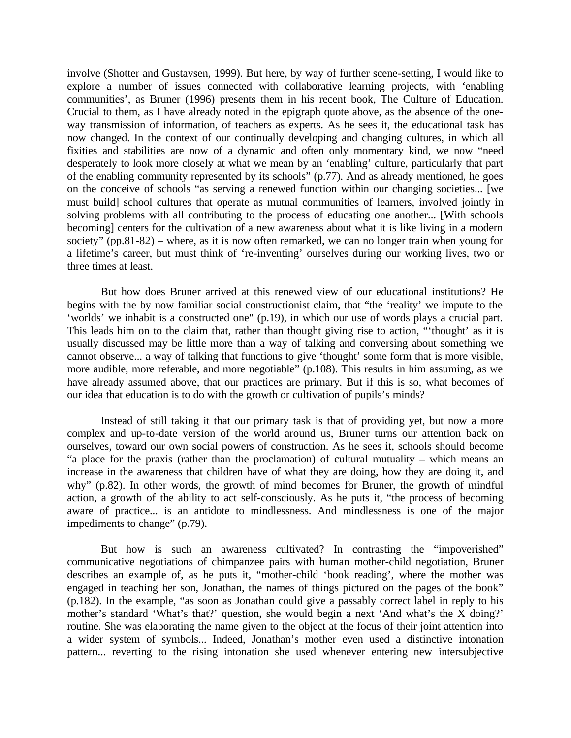involve (Shotter and Gustavsen, 1999). But here, by way of further scene-setting, I would like to explore a number of issues connected with collaborative learning projects, with 'enabling communities', as Bruner (1996) presents them in his recent book, The Culture of Education. Crucial to them, as I have already noted in the epigraph quote above, as the absence of the one-way transmission of information, of teachers as experts. As he sees it, the educational task has now changed. In the context of our continually developing and changing cultures, in which all fixities and stabilities are now of a dynamic and often only momentary kind, we now "need desperately to look more closely at what we mean by an 'enabling' culture, particularly that part of the enabling community represented by its schools" (p.77). And as already mentioned, he goes on the conceive of schools "as serving a renewed function within our changing societies... [we must build] school cultures that operate as mutual communities of learners, involved jointly in solving problems with all contributing to the process of educating one another... [With schools becoming] centers for the cultivation of a new awareness about what it is like living in a modern society" (pp.81-82) – where, as it is now often remarked, we can no longer train when young for a lifetime's career, but must think of 're-inventing' ourselves during our working lives, two or three times at least.

But how does Bruner arrived at this renewed view of our educational institutions? He begins with the by now familiar social constructionist claim, that "the 'reality' we impute to the 'worlds' we inhabit is a constructed one" (p.19), in which our use of words plays a crucial part. This leads him on to the claim that, rather than thought giving rise to action, "'thought' as it is usually discussed may be little more than a way of talking and conversing about something we cannot observe... a way of talking that functions to give 'thought' some form that is more visible, more audible, more referable, and more negotiable" (p.108). This results in him assuming, as we have already assumed above, that our practices are primary. But if this is so, what becomes of our idea that education is to do with the growth or cultivation of pupils's minds?

Instead of still taking it that our primary task is that of providing yet, but now a more complex and up-to-date version of the world around us, Bruner turns our attention back on ourselves, toward our own social powers of construction. As he sees it, schools should become "a place for the praxis (rather than the proclamation) of cultural mutuality – which means an increase in the awareness that children have of what they are doing, how they are doing it, and why" (p.82). In other words, the growth of mind becomes for Bruner, the growth of mindful action, a growth of the ability to act self-consciously. As he puts it, "the process of becoming aware of practice... is an antidote to mindlessness. And mindlessness is one of the major impediments to change" (p.79).

But how is such an awareness cultivated? In contrasting the "impoverished" communicative negotiations of chimpanzee pairs with human mother-child negotiation, Bruner describes an example of, as he puts it, "mother-child 'book reading', where the mother was engaged in teaching her son, Jonathan, the names of things pictured on the pages of the book" (p.182). In the example, "as soon as Jonathan could give a passably correct label in reply to his mother's standard 'What's that?' question, she would begin a next 'And what's the X doing?' routine. She was elaborating the name given to the object at the focus of their joint attention into a wider system of symbols... Indeed, Jonathan's mother even used a distinctive intonation pattern... reverting to the rising intonation she used whenever entering new intersubjective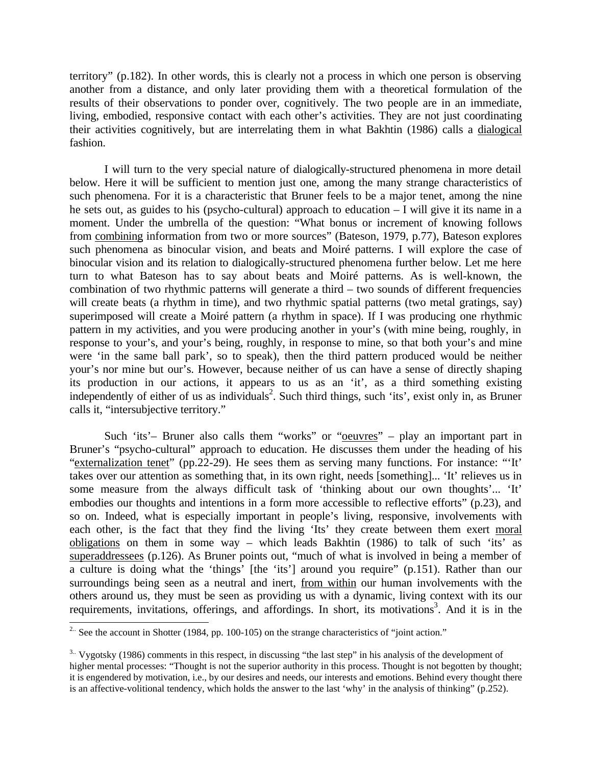territory" (p.182). In other words, this is clearly not a process in which one person is observing another from a distance, and only later providing them with a theoretical formulation of the results of their observations to ponder over, cognitively. The two people are in an immediate, living, embodied, responsive contact with each other's activities. They are not just coordinating their activities cognitively, but are interrelating them in what Bakhtin (1986) calls a dialogical fashion.

I will turn to the very special nature of dialogically-structured phenomena in more detail below. Here it will be sufficient to mention just one, among the many strange characteristics of such phenomena. For it is a characteristic that Bruner feels to be a major tenet, among the nine he sets out, as guides to his (psycho-cultural) approach to education – I will give it its name in a moment. Under the umbrella of the question: "What bonus or increment of knowing follows from combining information from two or more sources" (Bateson, 1979, p.77), Bateson explores such phenomena as binocular vision, and beats and Moiré patterns. I will explore the case of binocular vision and its relation to dialogically-structured phenomena further below. Let me here turn to what Bateson has to say about beats and Moiré patterns. As is well-known, the combination of two rhythmic patterns will generate a third – two sounds of different frequencies will create beats (a rhythm in time), and two rhythmic spatial patterns (two metal gratings, say) superimposed will create a Moiré pattern (a rhythm in space). If I was producing one rhythmic pattern in my activities, and you were producing another in your's (with mine being, roughly, in response to your's, and your's being, roughly, in response to mine, so that both your's and mine were 'in the same ball park', so to speak), then the third pattern produced would be neither your's nor mine but our's. However, because neither of us can have a sense of directly shaping its production in our actions, it appears to us as an 'it', as a third something existing independently of either of us as individuals[2]. Such third things, such 'its', exist only in, as Bruner calls it, "intersubjective territory."

Such 'its'– Bruner also calls them "works" or "oeuvres" – play an important part in Bruner's "psycho-cultural" approach to education. He discusses them under the heading of his "externalization tenet" (pp.22-29). He sees them as serving many functions. For instance: "'It' takes over our attention as something that, in its own right, needs [something]... 'It' relieves us in some measure from the always difficult task of 'thinking about our own thoughts'... 'It' embodies our thoughts and intentions in a form more accessible to reflective efforts" (p.23), and so on. Indeed, what is especially important in people's living, responsive, involvements with each other, is the fact that they find the living 'Its' they create between them exert moral obligations on them in some way – which leads Bakhtin (1986) to talk of such 'its' as superaddressees (p.126). As Bruner points out, "much of what is involved in being a member of a culture is doing what the 'things' [the 'its'] around you require" (p.151). Rather than our surroundings being seen as a neutral and inert, from within our human involvements with the others around us, they must be seen as providing us with a dynamic, living context with its our requirements, invitations, offerings, and affordings. In short, its motivations[3]. And it is in the

---

[2] See the account in Shotter (1984, pp. 100-105) on the strange characteristics of "joint action."

[3] Vygotsky (1986) comments in this respect, in discussing "the last step" in his analysis of the development of higher mental processes: "Thought is not the superior authority in this process. Thought is not begotten by thought; it is engendered by motivation, i.e., by our desires and needs, our interests and emotions. Behind every thought there is an affective-volitional tendency, which holds the answer to the last 'why' in the analysis of thinking" (p.252).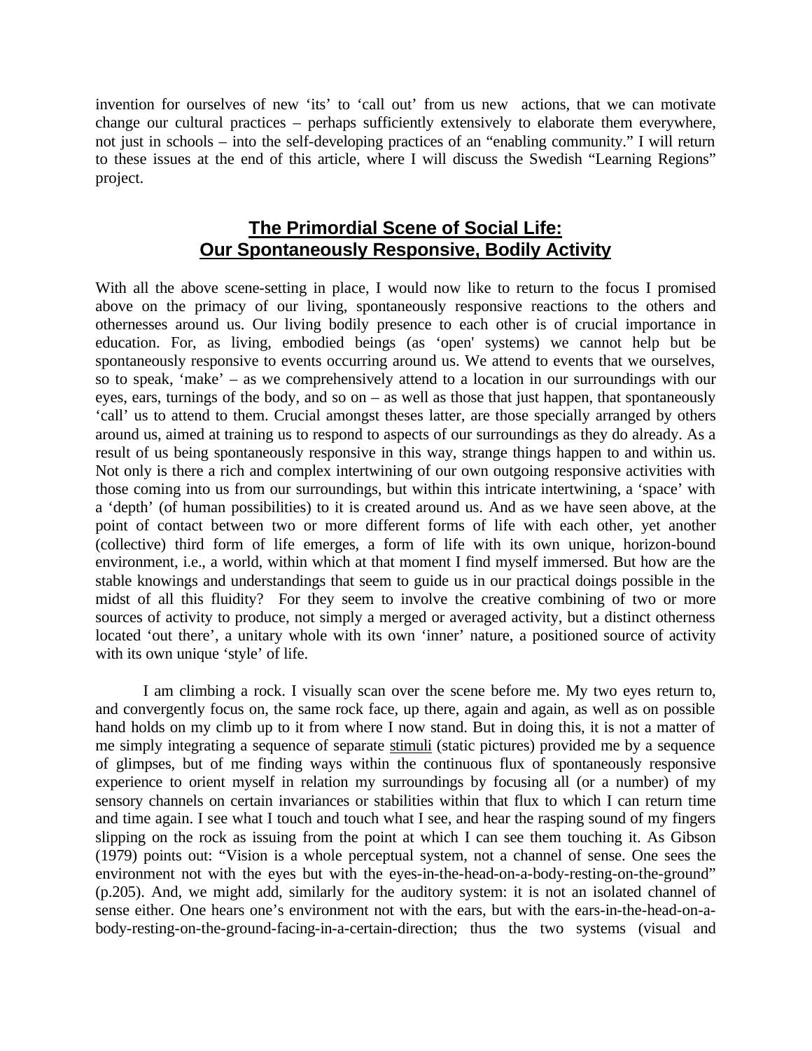invention for ourselves of new 'its' to 'call out' from us new actions, that we can motivate change our cultural practices – perhaps sufficiently extensively to elaborate them everywhere, not just in schools – into the self-developing practices of an "enabling community." I will return to these issues at the end of this article, where I will discuss the Swedish "Learning Regions" project.

## The Primordial Scene of Social Life: Our Spontaneously Responsive, Bodily Activity

With all the above scene-setting in place, I would now like to return to the focus I promised above on the primacy of our living, spontaneously responsive reactions to the others and othernesses around us. Our living bodily presence to each other is of crucial importance in education. For, as living, embodied beings (as 'open' systems) we cannot help but be spontaneously responsive to events occurring around us. We attend to events that we ourselves, so to speak, 'make' – as we comprehensively attend to a location in our surroundings with our eyes, ears, turnings of the body, and so on – as well as those that just happen, that spontaneously 'call' us to attend to them. Crucial amongst theses latter, are those specially arranged by others around us, aimed at training us to respond to aspects of our surroundings as they do already. As a result of us being spontaneously responsive in this way, strange things happen to and within us. Not only is there a rich and complex intertwining of our own outgoing responsive activities with those coming into us from our surroundings, but within this intricate intertwining, a 'space' with a 'depth' (of human possibilities) to it is created around us. And as we have seen above, at the point of contact between two or more different forms of life with each other, yet another (collective) third form of life emerges, a form of life with its own unique, horizon-bound environment, i.e., a world, within which at that moment I find myself immersed. But how are the stable knowings and understandings that seem to guide us in our practical doings possible in the midst of all this fluidity? For they seem to involve the creative combining of two or more sources of activity to produce, not simply a merged or averaged activity, but a distinct otherness located 'out there', a unitary whole with its own 'inner' nature, a positioned source of activity with its own unique 'style' of life.

I am climbing a rock. I visually scan over the scene before me. My two eyes return to, and convergently focus on, the same rock face, up there, again and again, as well as on possible hand holds on my climb up to it from where I now stand. But in doing this, it is not a matter of me simply integrating a sequence of separate stimuli (static pictures) provided me by a sequence of glimpses, but of me finding ways within the continuous flux of spontaneously responsive experience to orient myself in relation my surroundings by focusing all (or a number) of my sensory channels on certain invariances or stabilities within that flux to which I can return time and time again. I see what I touch and touch what I see, and hear the rasping sound of my fingers slipping on the rock as issuing from the point at which I can see them touching it. As Gibson (1979) points out: "Vision is a whole perceptual system, not a channel of sense. One sees the environment not with the eyes but with the eyes-in-the-head-on-a-body-resting-on-the-ground" (p.205). And, we might add, similarly for the auditory system: it is not an isolated channel of sense either. One hears one's environment not with the ears, but with the ears-in-the-head-on-a-body-resting-on-the-ground-facing-in-a-certain-direction; thus the two systems (visual and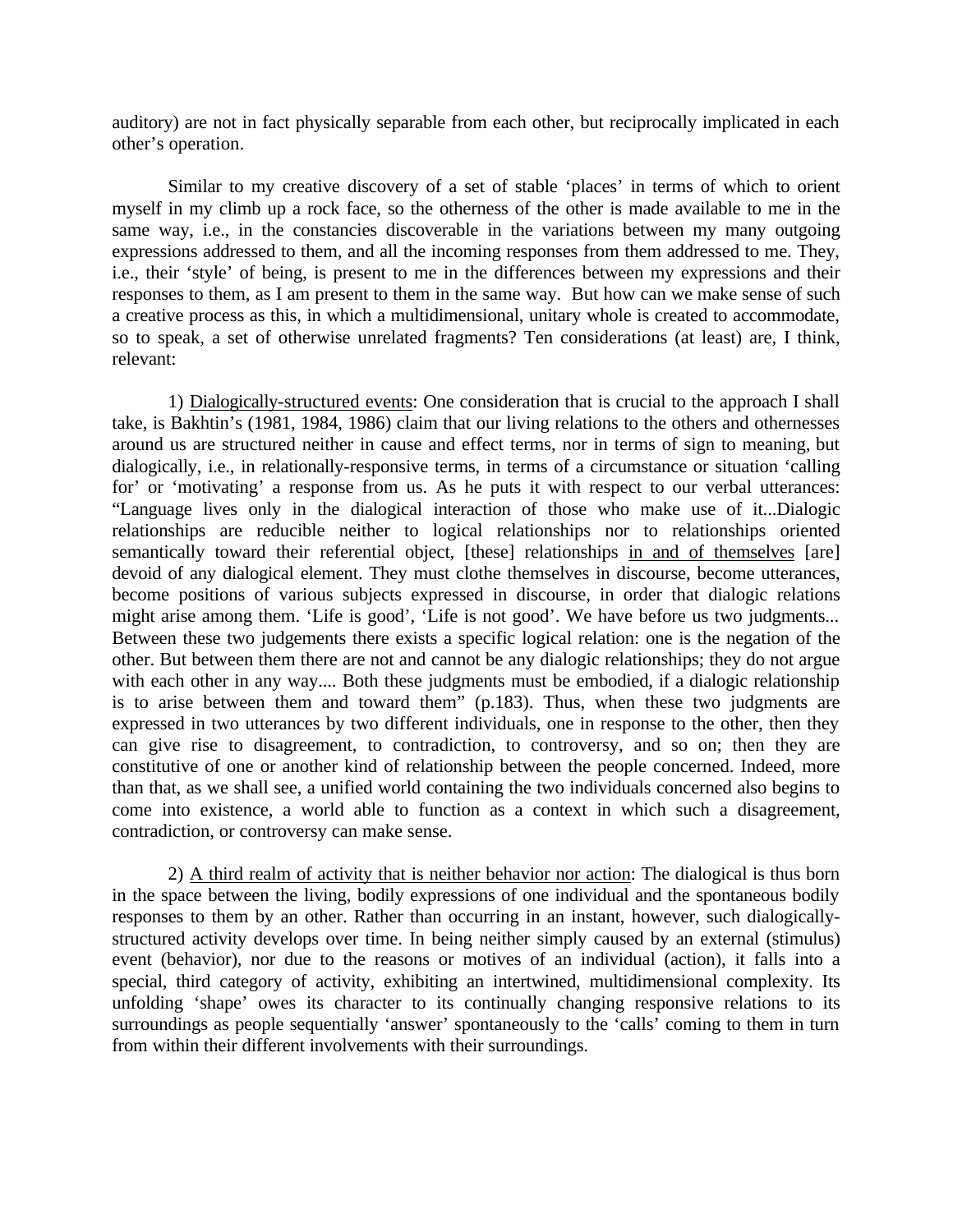auditory) are not in fact physically separable from each other, but reciprocally implicated in each other's operation.

Similar to my creative discovery of a set of stable 'places' in terms of which to orient myself in my climb up a rock face, so the otherness of the other is made available to me in the same way, i.e., in the constancies discoverable in the variations between my many outgoing expressions addressed to them, and all the incoming responses from them addressed to me. They, i.e., their 'style' of being, is present to me in the differences between my expressions and their responses to them, as I am present to them in the same way. But how can we make sense of such a creative process as this, in which a multidimensional, unitary whole is created to accommodate, so to speak, a set of otherwise unrelated fragments? Ten considerations (at least) are, I think, relevant:

1) <u>Dialogically-structured events</u>: One consideration that is crucial to the approach I shall take, is Bakhtin's (1981, 1984, 1986) claim that our living relations to the others and othernesses around us are structured neither in cause and effect terms, nor in terms of sign to meaning, but dialogically, i.e., in relationally-responsive terms, in terms of a circumstance or situation 'calling for' or 'motivating' a response from us. As he puts it with respect to our verbal utterances: "Language lives only in the dialogical interaction of those who make use of it...Dialogic relationships are reducible neither to logical relationships nor to relationships oriented semantically toward their referential object, [these] relationships <u>in and of themselves</u> [are] devoid of any dialogical element. They must clothe themselves in discourse, become utterances, become positions of various subjects expressed in discourse, in order that dialogic relations might arise among them. 'Life is good', 'Life is not good'. We have before us two judgments... Between these two judgements there exists a specific logical relation: one is the negation of the other. But between them there are not and cannot be any dialogic relationships; they do not argue with each other in any way.... Both these judgments must be embodied, if a dialogic relationship is to arise between them and toward them" (p.183). Thus, when these two judgments are expressed in two utterances by two different individuals, one in response to the other, then they can give rise to disagreement, to contradiction, to controversy, and so on; then they are constitutive of one or another kind of relationship between the people concerned. Indeed, more than that, as we shall see, a unified world containing the two individuals concerned also begins to come into existence, a world able to function as a context in which such a disagreement, contradiction, or controversy can make sense.

2) <u>A third realm of activity that is neither behavior nor action</u>: The dialogical is thus born in the space between the living, bodily expressions of one individual and the spontaneous bodily responses to them by an other. Rather than occurring in an instant, however, such dialogically-structured activity develops over time. In being neither simply caused by an external (stimulus) event (behavior), nor due to the reasons or motives of an individual (action), it falls into a special, third category of activity, exhibiting an intertwined, multidimensional complexity. Its unfolding 'shape' owes its character to its continually changing responsive relations to its surroundings as people sequentially 'answer' spontaneously to the 'calls' coming to them in turn from within their different involvements with their surroundings.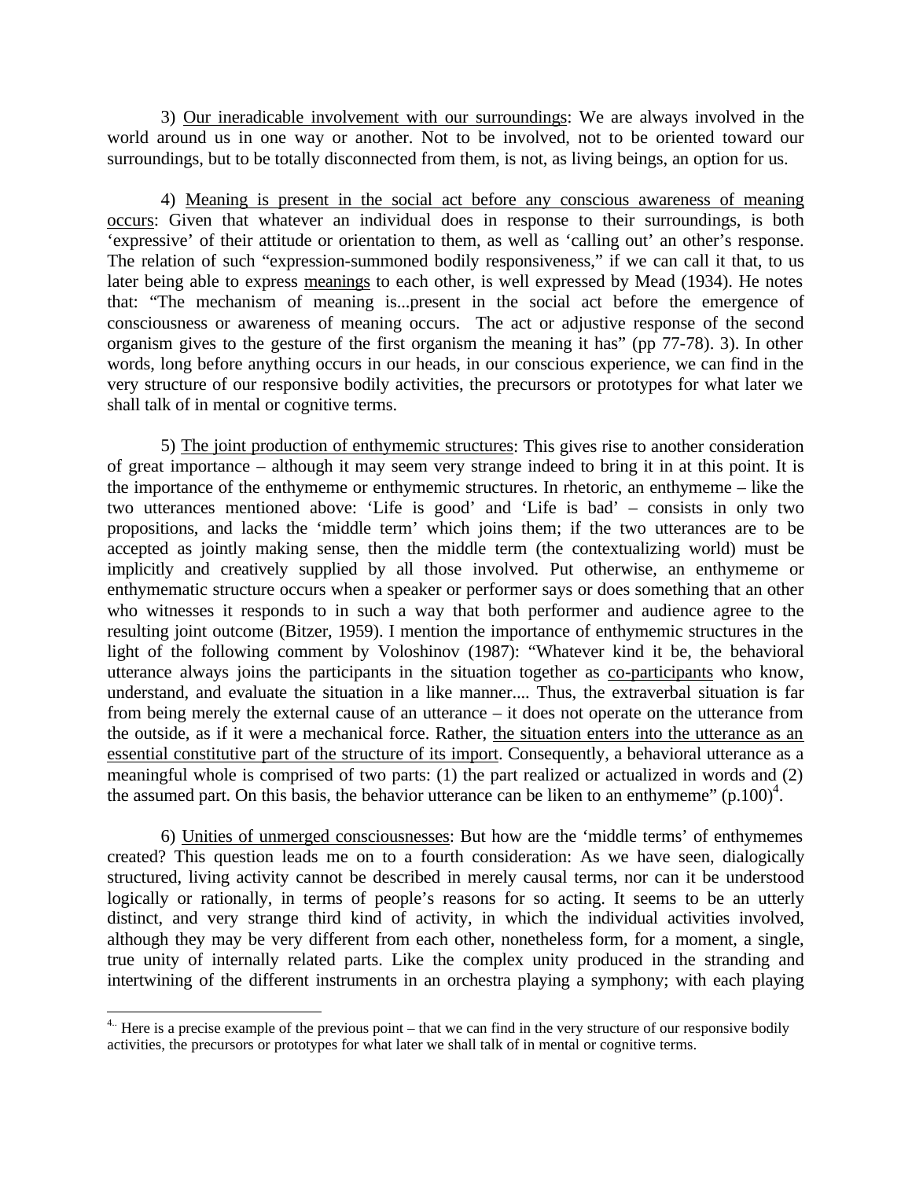3) <u>Our ineradicable involvement with our surroundings</u>: We are always involved in the world around us in one way or another. Not to be involved, not to be oriented toward our surroundings, but to be totally disconnected from them, is not, as living beings, an option for us.

4) <u>Meaning is present in the social act before any conscious awareness of meaning occurs</u>: Given that whatever an individual does in response to their surroundings, is both 'expressive' of their attitude or orientation to them, as well as 'calling out' an other's response. The relation of such "expression-summoned bodily responsiveness," if we can call it that, to us later being able to express <u>meanings</u> to each other, is well expressed by Mead (1934). He notes that: "The mechanism of meaning is...present in the social act before the emergence of consciousness or awareness of meaning occurs. The act or adjustive response of the second organism gives to the gesture of the first organism the meaning it has" (pp 77-78). 3). In other words, long before anything occurs in our heads, in our conscious experience, we can find in the very structure of our responsive bodily activities, the precursors or prototypes for what later we shall talk of in mental or cognitive terms.

5) <u>The joint production of enthymemic structures</u>: This gives rise to another consideration of great importance – although it may seem very strange indeed to bring it in at this point. It is the importance of the enthymeme or enthymemic structures. In rhetoric, an enthymeme – like the two utterances mentioned above: 'Life is good' and 'Life is bad' – consists in only two propositions, and lacks the 'middle term' which joins them; if the two utterances are to be accepted as jointly making sense, then the middle term (the contextualizing world) must be implicitly and creatively supplied by all those involved. Put otherwise, an enthymeme or enthymematic structure occurs when a speaker or performer says or does something that an other who witnesses it responds to in such a way that both performer and audience agree to the resulting joint outcome (Bitzer, 1959). I mention the importance of enthymemic structures in the light of the following comment by Voloshinov (1987): "Whatever kind it be, the behavioral utterance always joins the participants in the situation together as <u>co-participants</u> who know, understand, and evaluate the situation in a like manner.... Thus, the extraverbal situation is far from being merely the external cause of an utterance – it does not operate on the utterance from the outside, as if it were a mechanical force. Rather, <u>the situation enters into the utterance as an essential constitutive part of the structure of its import</u>. Consequently, a behavioral utterance as a meaningful whole is comprised of two parts: (1) the part realized or actualized in words and (2) the assumed part. On this basis, the behavior utterance can be liken to an enthymeme" (p.100)[4].

6) <u>Unities of unmerged consciousnesses</u>: But how are the 'middle terms' of enthymemes created? This question leads me on to a fourth consideration: As we have seen, dialogically structured, living activity cannot be described in merely causal terms, nor can it be understood logically or rationally, in terms of people's reasons for so acting. It seems to be an utterly distinct, and very strange third kind of activity, in which the individual activities involved, although they may be very different from each other, nonetheless form, for a moment, a single, true unity of internally related parts. Like the complex unity produced in the stranding and intertwining of the different instruments in an orchestra playing a symphony; with each playing

---

[4] Here is a precise example of the previous point – that we can find in the very structure of our responsive bodily activities, the precursors or prototypes for what later we shall talk of in mental or cognitive terms.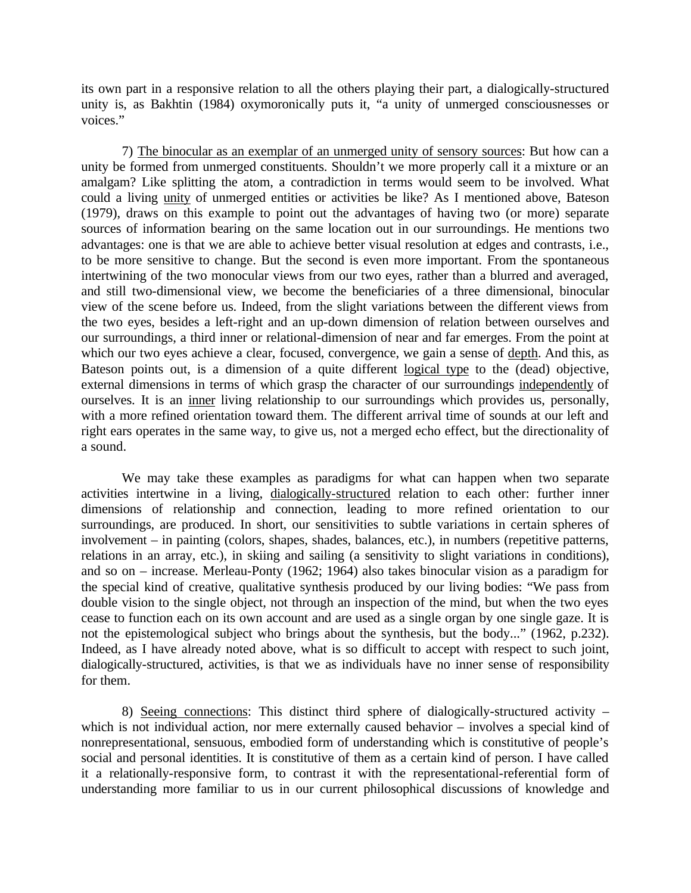its own part in a responsive relation to all the others playing their part, a dialogically-structured unity is, as Bakhtin (1984) oxymoronically puts it, "a unity of unmerged consciousnesses or voices."

7) <u>The binocular as an exemplar of an unmerged unity of sensory sources</u>: But how can a unity be formed from unmerged constituents. Shouldn't we more properly call it a mixture or an amalgam? Like splitting the atom, a contradiction in terms would seem to be involved. What could a living <u>unity</u> of unmerged entities or activities be like? As I mentioned above, Bateson (1979), draws on this example to point out the advantages of having two (or more) separate sources of information bearing on the same location out in our surroundings. He mentions two advantages: one is that we are able to achieve better visual resolution at edges and contrasts, i.e., to be more sensitive to change. But the second is even more important. From the spontaneous intertwining of the two monocular views from our two eyes, rather than a blurred and averaged, and still two-dimensional view, we become the beneficiaries of a three dimensional, binocular view of the scene before us. Indeed, from the slight variations between the different views from the two eyes, besides a left-right and an up-down dimension of relation between ourselves and our surroundings, a third inner or relational-dimension of near and far emerges. From the point at which our two eyes achieve a clear, focused, convergence, we gain a sense of <u>depth</u>. And this, as Bateson points out, is a dimension of a quite different <u>logical type</u> to the (dead) objective, external dimensions in terms of which grasp the character of our surroundings <u>independently</u> of ourselves. It is an <u>inner</u> living relationship to our surroundings which provides us, personally, with a more refined orientation toward them. The different arrival time of sounds at our left and right ears operates in the same way, to give us, not a merged echo effect, but the directionality of a sound.

We may take these examples as paradigms for what can happen when two separate activities intertwine in a living, <u>dialogically-structured</u> relation to each other: further inner dimensions of relationship and connection, leading to more refined orientation to our surroundings, are produced. In short, our sensitivities to subtle variations in certain spheres of involvement – in painting (colors, shapes, shades, balances, etc.), in numbers (repetitive patterns, relations in an array, etc.), in skiing and sailing (a sensitivity to slight variations in conditions), and so on – increase. Merleau-Ponty (1962; 1964) also takes binocular vision as a paradigm for the special kind of creative, qualitative synthesis produced by our living bodies: "We pass from double vision to the single object, not through an inspection of the mind, but when the two eyes cease to function each on its own account and are used as a single organ by one single gaze. It is not the epistemological subject who brings about the synthesis, but the body..." (1962, p.232). Indeed, as I have already noted above, what is so difficult to accept with respect to such joint, dialogically-structured, activities, is that we as individuals have no inner sense of responsibility for them.

8) <u>Seeing connections</u>: This distinct third sphere of dialogically-structured activity – which is not individual action, nor mere externally caused behavior – involves a special kind of nonrepresentational, sensuous, embodied form of understanding which is constitutive of people's social and personal identities. It is constitutive of them as a certain kind of person. I have called it a relationally-responsive form, to contrast it with the representational-referential form of understanding more familiar to us in our current philosophical discussions of knowledge and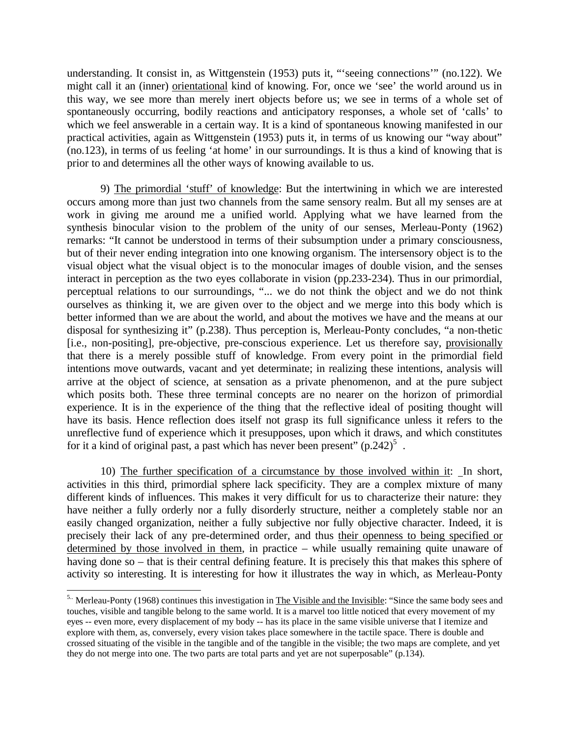understanding. It consist in, as Wittgenstein (1953) puts it, "'seeing connections'" (no.122). We might call it an (inner) orientational kind of knowing. For, once we 'see' the world around us in this way, we see more than merely inert objects before us; we see in terms of a whole set of spontaneously occurring, bodily reactions and anticipatory responses, a whole set of 'calls' to which we feel answerable in a certain way. It is a kind of spontaneous knowing manifested in our practical activities, again as Wittgenstein (1953) puts it, in terms of us knowing our "way about" (no.123), in terms of us feeling 'at home' in our surroundings. It is thus a kind of knowing that is prior to and determines all the other ways of knowing available to us.

9) The primordial 'stuff' of knowledge: But the intertwining in which we are interested occurs among more than just two channels from the same sensory realm. But all my senses are at work in giving me around me a unified world. Applying what we have learned from the synthesis binocular vision to the problem of the unity of our senses, Merleau-Ponty (1962) remarks: "It cannot be understood in terms of their subsumption under a primary consciousness, but of their never ending integration into one knowing organism. The intersensory object is to the visual object what the visual object is to the monocular images of double vision, and the senses interact in perception as the two eyes collaborate in vision (pp.233-234). Thus in our primordial, perceptual relations to our surroundings, "... we do not think the object and we do not think ourselves as thinking it, we are given over to the object and we merge into this body which is better informed than we are about the world, and about the motives we have and the means at our disposal for synthesizing it" (p.238). Thus perception is, Merleau-Ponty concludes, "a non-thetic [i.e., non-positing], pre-objective, pre-conscious experience. Let us therefore say, provisionally that there is a merely possible stuff of knowledge. From every point in the primordial field intentions move outwards, vacant and yet determinate; in realizing these intentions, analysis will arrive at the object of science, at sensation as a private phenomenon, and at the pure subject which posits both. These three terminal concepts are no nearer on the horizon of primordial experience. It is in the experience of the thing that the reflective ideal of positing thought will have its basis. Hence reflection does itself not grasp its full significance unless it refers to the unreflective fund of experience which it presupposes, upon which it draws, and which constitutes for it a kind of original past, a past which has never been present" (p.242)[5] .

10) The further specification of a circumstance by those involved within it: In short, activities in this third, primordial sphere lack specificity. They are a complex mixture of many different kinds of influences. This makes it very difficult for us to characterize their nature: they have neither a fully orderly nor a fully disorderly structure, neither a completely stable nor an easily changed organization, neither a fully subjective nor fully objective character. Indeed, it is precisely their lack of any pre-determined order, and thus their openness to being specified or determined by those involved in them, in practice – while usually remaining quite unaware of having done so – that is their central defining feature. It is precisely this that makes this sphere of activity so interesting. It is interesting for how it illustrates the way in which, as Merleau-Ponty

[5] Merleau-Ponty (1968) continues this investigation in The Visible and the Invisible: "Since the same body sees and touches, visible and tangible belong to the same world. It is a marvel too little noticed that every movement of my eyes -- even more, every displacement of my body -- has its place in the same visible universe that I itemize and explore with them, as, conversely, every vision takes place somewhere in the tactile space. There is double and crossed situating of the visible in the tangible and of the tangible in the visible; the two maps are complete, and yet they do not merge into one. The two parts are total parts and yet are not superposable" (p.134).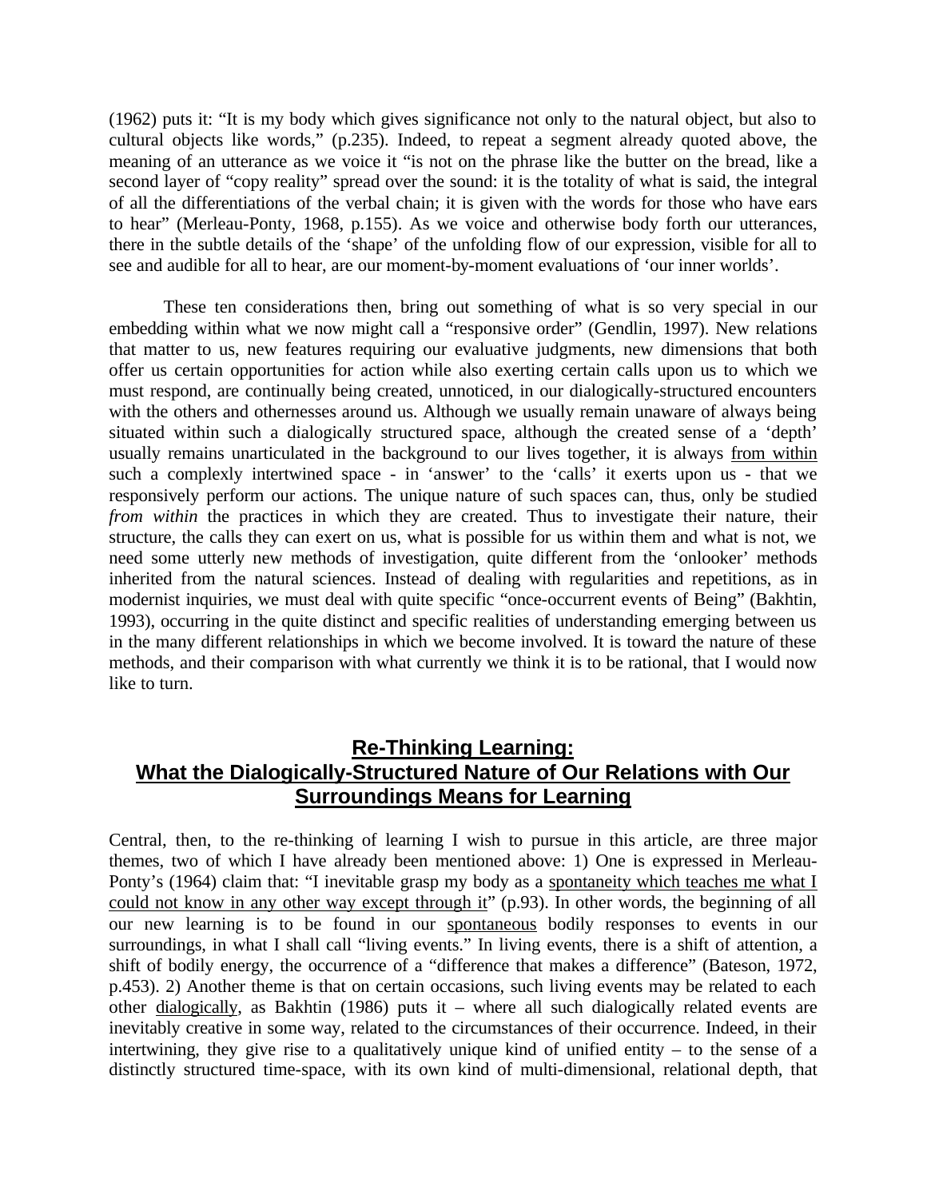(1962) puts it: "It is my body which gives significance not only to the natural object, but also to cultural objects like words," (p.235). Indeed, to repeat a segment already quoted above, the meaning of an utterance as we voice it "is not on the phrase like the butter on the bread, like a second layer of "copy reality" spread over the sound: it is the totality of what is said, the integral of all the differentiations of the verbal chain; it is given with the words for those who have ears to hear" (Merleau-Ponty, 1968, p.155). As we voice and otherwise body forth our utterances, there in the subtle details of the 'shape' of the unfolding flow of our expression, visible for all to see and audible for all to hear, are our moment-by-moment evaluations of 'our inner worlds'.

These ten considerations then, bring out something of what is so very special in our embedding within what we now might call a "responsive order" (Gendlin, 1997). New relations that matter to us, new features requiring our evaluative judgments, new dimensions that both offer us certain opportunities for action while also exerting certain calls upon us to which we must respond, are continually being created, unnoticed, in our dialogically-structured encounters with the others and othernesses around us. Although we usually remain unaware of always being situated within such a dialogically structured space, although the created sense of a 'depth' usually remains unarticulated in the background to our lives together, it is always <u>from within</u> such a complexly intertwined space - in 'answer' to the 'calls' it exerts upon us - that we responsively perform our actions. The unique nature of such spaces can, thus, only be studied *from within* the practices in which they are created. Thus to investigate their nature, their structure, the calls they can exert on us, what is possible for us within them and what is not, we need some utterly new methods of investigation, quite different from the 'onlooker' methods inherited from the natural sciences. Instead of dealing with regularities and repetitions, as in modernist inquiries, we must deal with quite specific "once-occurrent events of Being" (Bakhtin, 1993), occurring in the quite distinct and specific realities of understanding emerging between us in the many different relationships in which we become involved. It is toward the nature of these methods, and their comparison with what currently we think it is to be rational, that I would now like to turn.

## Re-Thinking Learning: What the Dialogically-Structured Nature of Our Relations with Our Surroundings Means for Learning

Central, then, to the re-thinking of learning I wish to pursue in this article, are three major themes, two of which I have already been mentioned above: 1) One is expressed in Merleau-Ponty's (1964) claim that: "I inevitable grasp my body as a <u>spontaneity which teaches me what I could not know in any other way except through it</u>" (p.93). In other words, the beginning of all our new learning is to be found in our <u>spontaneous</u> bodily responses to events in our surroundings, in what I shall call "living events." In living events, there is a shift of attention, a shift of bodily energy, the occurrence of a "difference that makes a difference" (Bateson, 1972, p.453). 2) Another theme is that on certain occasions, such living events may be related to each other <u>dialogically</u>, as Bakhtin (1986) puts it – where all such dialogically related events are inevitably creative in some way, related to the circumstances of their occurrence. Indeed, in their intertwining, they give rise to a qualitatively unique kind of unified entity – to the sense of a distinctly structured time-space, with its own kind of multi-dimensional, relational depth, that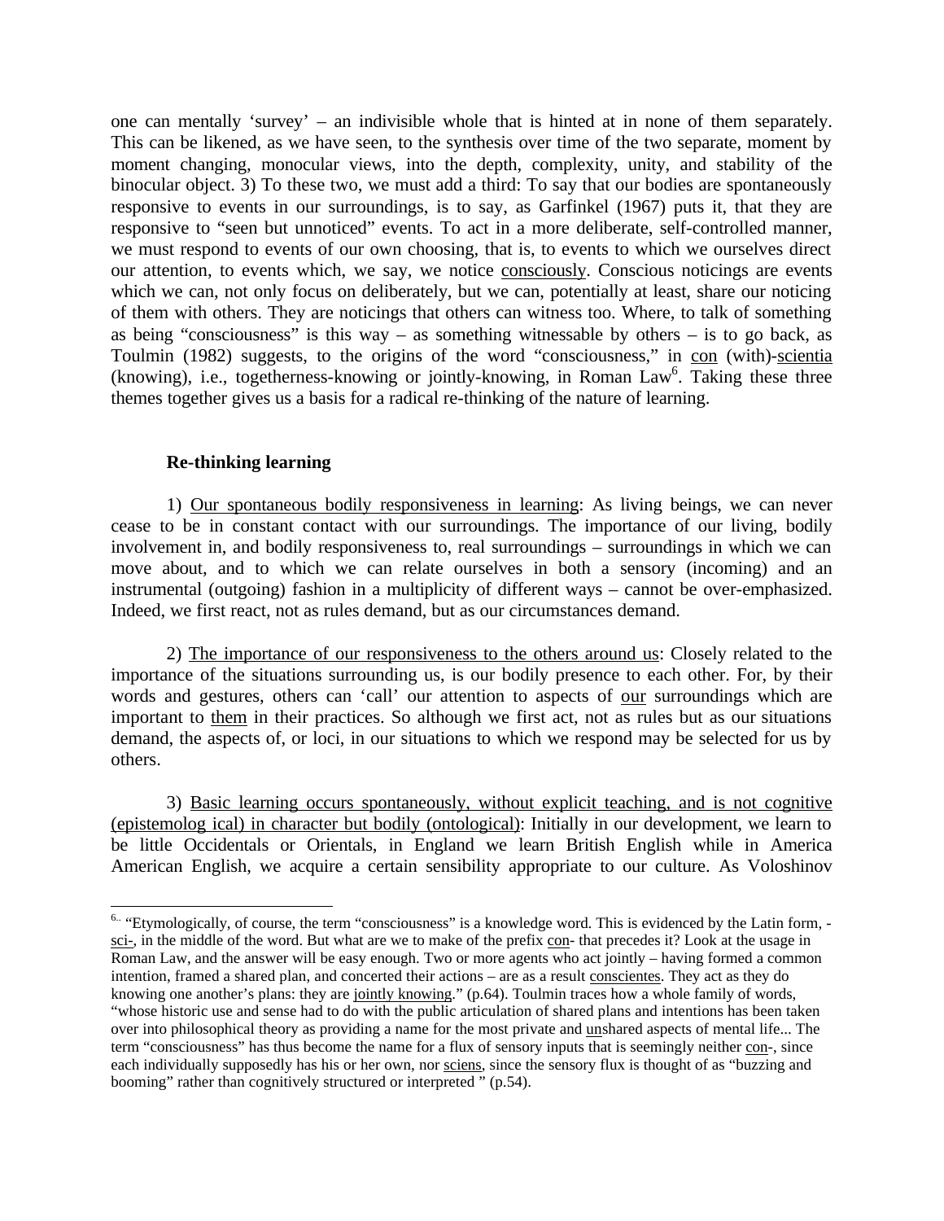one can mentally 'survey' – an indivisible whole that is hinted at in none of them separately. This can be likened, as we have seen, to the synthesis over time of the two separate, moment by moment changing, monocular views, into the depth, complexity, unity, and stability of the binocular object. 3) To these two, we must add a third: To say that our bodies are spontaneously responsive to events in our surroundings, is to say, as Garfinkel (1967) puts it, that they are responsive to "seen but unnoticed" events. To act in a more deliberate, self-controlled manner, we must respond to events of our own choosing, that is, to events to which we ourselves direct our attention, to events which, we say, we notice consciously. Conscious noticings are events which we can, not only focus on deliberately, but we can, potentially at least, share our noticing of them with others. They are noticings that others can witness too. Where, to talk of something as being "consciousness" is this way – as something witnessable by others – is to go back, as Toulmin (1982) suggests, to the origins of the word "consciousness," in con (with)-scientia (knowing), i.e., togetherness-knowing or jointly-knowing, in Roman Law[6]. Taking these three themes together gives us a basis for a radical re-thinking of the nature of learning.

### Re-thinking learning

1) Our spontaneous bodily responsiveness in learning: As living beings, we can never cease to be in constant contact with our surroundings. The importance of our living, bodily involvement in, and bodily responsiveness to, real surroundings – surroundings in which we can move about, and to which we can relate ourselves in both a sensory (incoming) and an instrumental (outgoing) fashion in a multiplicity of different ways – cannot be over-emphasized. Indeed, we first react, not as rules demand, but as our circumstances demand.

2) The importance of our responsiveness to the others around us: Closely related to the importance of the situations surrounding us, is our bodily presence to each other. For, by their words and gestures, others can 'call' our attention to aspects of our surroundings which are important to them in their practices. So although we first act, not as rules but as our situations demand, the aspects of, or loci, in our situations to which we respond may be selected for us by others.

3) Basic learning occurs spontaneously, without explicit teaching, and is not cognitive (epistemolog ical) in character but bodily (ontological): Initially in our development, we learn to be little Occidentals or Orientals, in England we learn British English while in America American English, we acquire a certain sensibility appropriate to our culture. As Voloshinov

---

[6] "Etymologically, of course, the term "consciousness" is a knowledge word. This is evidenced by the Latin form, -sci-, in the middle of the word. But what are we to make of the prefix con- that precedes it? Look at the usage in Roman Law, and the answer will be easy enough. Two or more agents who act jointly – having formed a common intention, framed a shared plan, and concerted their actions – are as a result conscientes. They act as they do knowing one another's plans: they are jointly knowing." (p.64). Toulmin traces how a whole family of words, "whose historic use and sense had to do with the public articulation of shared plans and intentions has been taken over into philosophical theory as providing a name for the most private and unshared aspects of mental life... The term "consciousness" has thus become the name for a flux of sensory inputs that is seemingly neither con-, since each individually supposedly has his or her own, nor sciens, since the sensory flux is thought of as "buzzing and booming" rather than cognitively structured or interpreted " (p.54).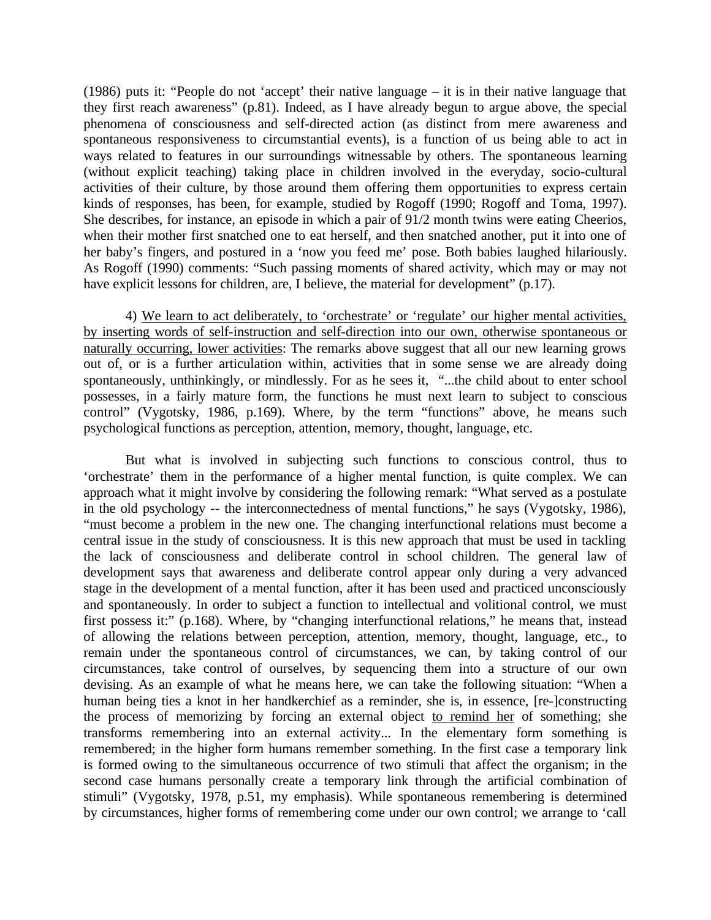(1986) puts it: “People do not ‘accept’ their native language – it is in their native language that they first reach awareness” (p.81). Indeed, as I have already begun to argue above, the special phenomena of consciousness and self-directed action (as distinct from mere awareness and spontaneous responsiveness to circumstantial events), is a function of us being able to act in ways related to features in our surroundings witnessable by others. The spontaneous learning (without explicit teaching) taking place in children involved in the everyday, socio-cultural activities of their culture, by those around them offering them opportunities to express certain kinds of responses, has been, for example, studied by Rogoff (1990; Rogoff and Toma, 1997). She describes, for instance, an episode in which a pair of 91/2 month twins were eating Cheerios, when their mother first snatched one to eat herself, and then snatched another, put it into one of her baby’s fingers, and postured in a ‘now you feed me’ pose. Both babies laughed hilariously. As Rogoff (1990) comments: “Such passing moments of shared activity, which may or may not have explicit lessons for children, are, I believe, the material for development” (p.17).

4) <u>We learn to act deliberately, to ‘orchestrate’ or ‘regulate’ our higher mental activities, by inserting words of self-instruction and self-direction into our own, otherwise spontaneous or naturally occurring, lower activities</u>: The remarks above suggest that all our new learning grows out of, or is a further articulation within, activities that in some sense we are already doing spontaneously, unthinkingly, or mindlessly. For as he sees it, “...the child about to enter school possesses, in a fairly mature form, the functions he must next learn to subject to conscious control” (Vygotsky, 1986, p.169). Where, by the term “functions” above, he means such psychological functions as perception, attention, memory, thought, language, etc.

But what is involved in subjecting such functions to conscious control, thus to ‘orchestrate’ them in the performance of a higher mental function, is quite complex. We can approach what it might involve by considering the following remark: “What served as a postulate in the old psychology -- the interconnectedness of mental functions,” he says (Vygotsky, 1986), “must become a problem in the new one. The changing interfunctional relations must become a central issue in the study of consciousness. It is this new approach that must be used in tackling the lack of consciousness and deliberate control in school children. The general law of development says that awareness and deliberate control appear only during a very advanced stage in the development of a mental function, after it has been used and practiced unconsciously and spontaneously. In order to subject a function to intellectual and volitional control, we must first possess it:” (p.168). Where, by “changing interfunctional relations,” he means that, instead of allowing the relations between perception, attention, memory, thought, language, etc., to remain under the spontaneous control of circumstances, we can, by taking control of our circumstances, take control of ourselves, by sequencing them into a structure of our own devising. As an example of what he means here, we can take the following situation: “When a human being ties a knot in her handkerchief as a reminder, she is, in essence, [re-]constructing the process of memorizing by forcing an external object <u>to remind her</u> of something; she transforms remembering into an external activity... In the elementary form something is remembered; in the higher form humans remember something. In the first case a temporary link is formed owing to the simultaneous occurrence of two stimuli that affect the organism; in the second case humans personally create a temporary link through the artificial combination of stimuli” (Vygotsky, 1978, p.51, my emphasis). While spontaneous remembering is determined by circumstances, higher forms of remembering come under our own control; we arrange to ‘call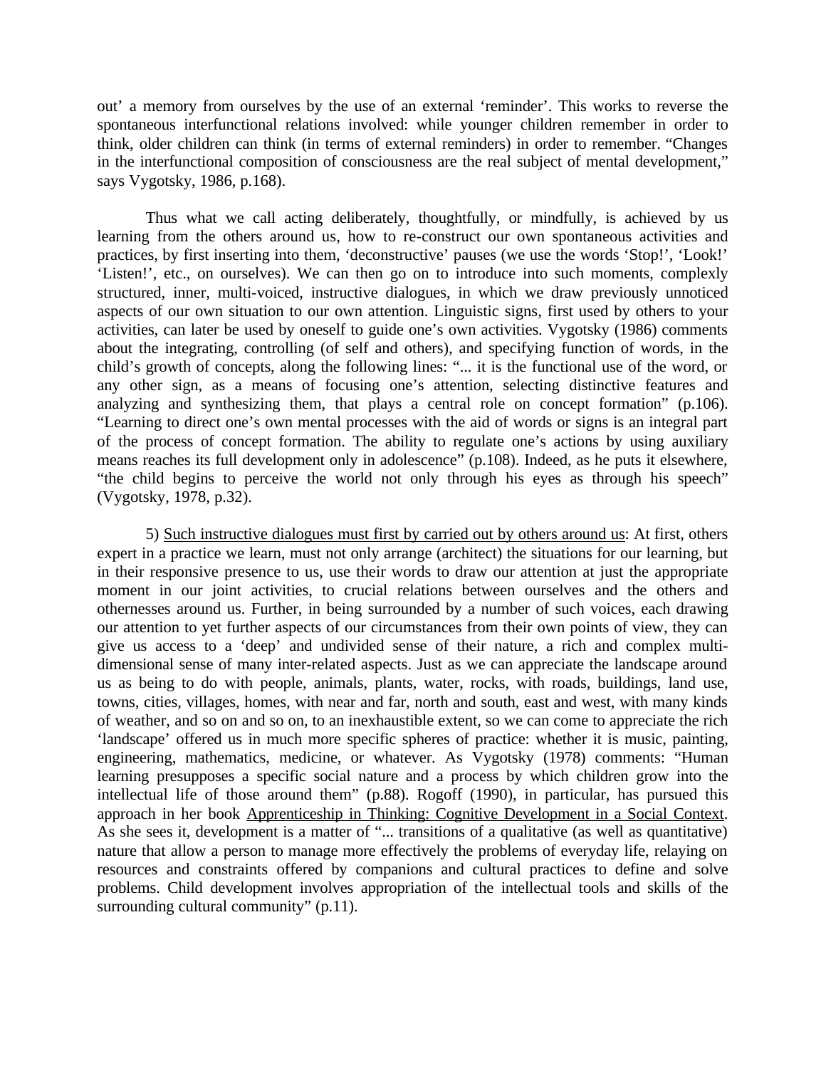out' a memory from ourselves by the use of an external 'reminder'. This works to reverse the spontaneous interfunctional relations involved: while younger children remember in order to think, older children can think (in terms of external reminders) in order to remember. "Changes in the interfunctional composition of consciousness are the real subject of mental development," says Vygotsky, 1986, p.168).

Thus what we call acting deliberately, thoughtfully, or mindfully, is achieved by us learning from the others around us, how to re-construct our own spontaneous activities and practices, by first inserting into them, 'deconstructive' pauses (we use the words 'Stop!', 'Look!' 'Listen!', etc., on ourselves). We can then go on to introduce into such moments, complexly structured, inner, multi-voiced, instructive dialogues, in which we draw previously unnoticed aspects of our own situation to our own attention. Linguistic signs, first used by others to your activities, can later be used by oneself to guide one's own activities. Vygotsky (1986) comments about the integrating, controlling (of self and others), and specifying function of words, in the child's growth of concepts, along the following lines: "... it is the functional use of the word, or any other sign, as a means of focusing one's attention, selecting distinctive features and analyzing and synthesizing them, that plays a central role on concept formation" (p.106). "Learning to direct one's own mental processes with the aid of words or signs is an integral part of the process of concept formation. The ability to regulate one's actions by using auxiliary means reaches its full development only in adolescence" (p.108). Indeed, as he puts it elsewhere, "the child begins to perceive the world not only through his eyes as through his speech" (Vygotsky, 1978, p.32).

5) <u>Such instructive dialogues must first by carried out by others around us</u>: At first, others expert in a practice we learn, must not only arrange (architect) the situations for our learning, but in their responsive presence to us, use their words to draw our attention at just the appropriate moment in our joint activities, to crucial relations between ourselves and the others and othernesses around us. Further, in being surrounded by a number of such voices, each drawing our attention to yet further aspects of our circumstances from their own points of view, they can give us access to a 'deep' and undivided sense of their nature, a rich and complex multi-dimensional sense of many inter-related aspects. Just as we can appreciate the landscape around us as being to do with people, animals, plants, water, rocks, with roads, buildings, land use, towns, cities, villages, homes, with near and far, north and south, east and west, with many kinds of weather, and so on and so on, to an inexhaustible extent, so we can come to appreciate the rich 'landscape' offered us in much more specific spheres of practice: whether it is music, painting, engineering, mathematics, medicine, or whatever. As Vygotsky (1978) comments: "Human learning presupposes a specific social nature and a process by which children grow into the intellectual life of those around them" (p.88). Rogoff (1990), in particular, has pursued this approach in her book <u>Apprenticeship in Thinking: Cognitive Development in a Social Context</u>. As she sees it, development is a matter of "... transitions of a qualitative (as well as quantitative) nature that allow a person to manage more effectively the problems of everyday life, relaying on resources and constraints offered by companions and cultural practices to define and solve problems. Child development involves appropriation of the intellectual tools and skills of the surrounding cultural community" (p.11).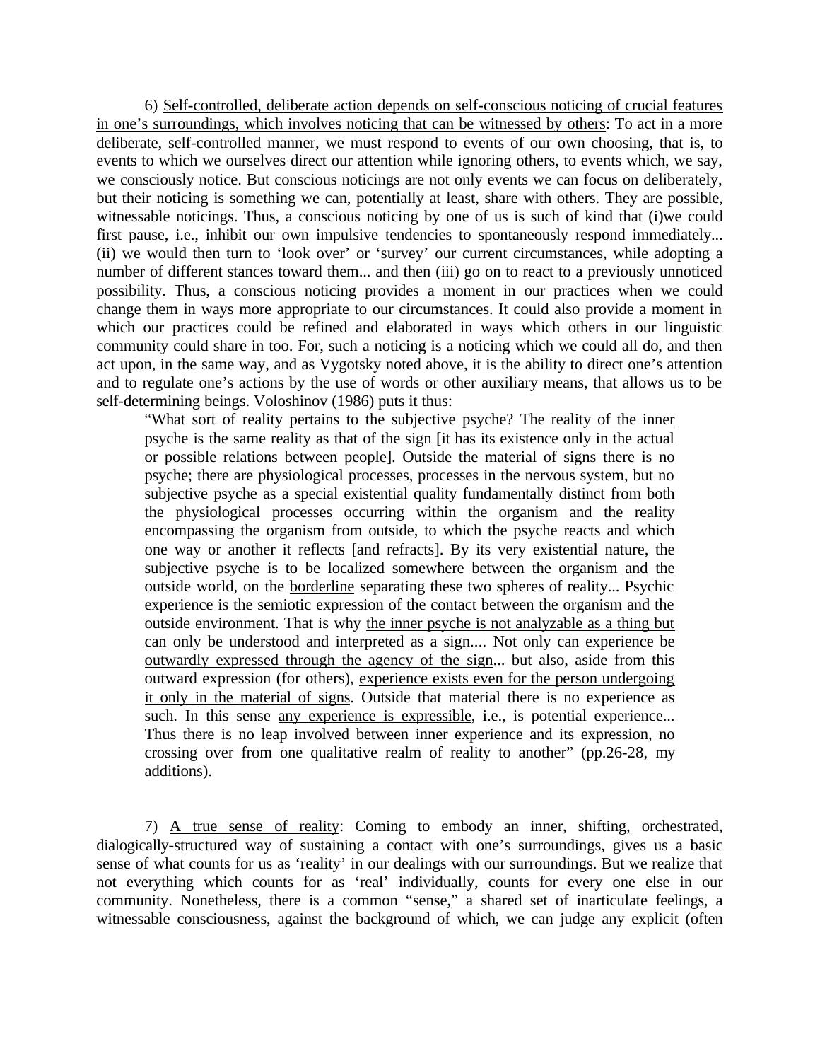6) <u>Self-controlled, deliberate action depends on self-conscious noticing of crucial features in one's surroundings, which involves noticing that can be witnessed by others</u>: To act in a more deliberate, self-controlled manner, we must respond to events of our own choosing, that is, to events to which we ourselves direct our attention while ignoring others, to events which, we say, we <u>consciously</u> notice. But conscious noticings are not only events we can focus on deliberately, but their noticing is something we can, potentially at least, share with others. They are possible, witnessable noticings. Thus, a conscious noticing by one of us is such of kind that (i)we could first pause, i.e., inhibit our own impulsive tendencies to spontaneously respond immediately... (ii) we would then turn to 'look over' or 'survey' our current circumstances, while adopting a number of different stances toward them... and then (iii) go on to react to a previously unnoticed possibility. Thus, a conscious noticing provides a moment in our practices when we could change them in ways more appropriate to our circumstances. It could also provide a moment in which our practices could be refined and elaborated in ways which others in our linguistic community could share in too. For, such a noticing is a noticing which we could all do, and then act upon, in the same way, and as Vygotsky noted above, it is the ability to direct one's attention and to regulate one's actions by the use of words or other auxiliary means, that allows us to be self-determining beings. Voloshinov (1986) puts it thus:

> "What sort of reality pertains to the subjective psyche? <u>The reality of the inner psyche is the same reality as that of the sign</u> [it has its existence only in the actual or possible relations between people]. Outside the material of signs there is no psyche; there are physiological processes, processes in the nervous system, but no subjective psyche as a special existential quality fundamentally distinct from both the physiological processes occurring within the organism and the reality encompassing the organism from outside, to which the psyche reacts and which one way or another it reflects [and refracts]. By its very existential nature, the subjective psyche is to be localized somewhere between the organism and the outside world, on the <u>borderline</u> separating these two spheres of reality... Psychic experience is the semiotic expression of the contact between the organism and the outside environment. That is why <u>the inner psyche is not analyzable as a thing but can only be understood and interpreted as a sign</u>.... <u>Not only can experience be outwardly expressed through the agency of the sign</u>... but also, aside from this outward expression (for others), <u>experience exists even for the person undergoing it only in the material of signs</u>. Outside that material there is no experience as such. In this sense <u>any experience is expressible</u>, i.e., is potential experience... Thus there is no leap involved between inner experience and its expression, no crossing over from one qualitative realm of reality to another" (pp.26-28, my additions).

7) <u>A true sense of reality</u>: Coming to embody an inner, shifting, orchestrated, dialogically-structured way of sustaining a contact with one's surroundings, gives us a basic sense of what counts for us as 'reality' in our dealings with our surroundings. But we realize that not everything which counts for as 'real' individually, counts for every one else in our community. Nonetheless, there is a common "sense," a shared set of inarticulate <u>feelings</u>, a witnessable consciousness, against the background of which, we can judge any explicit (often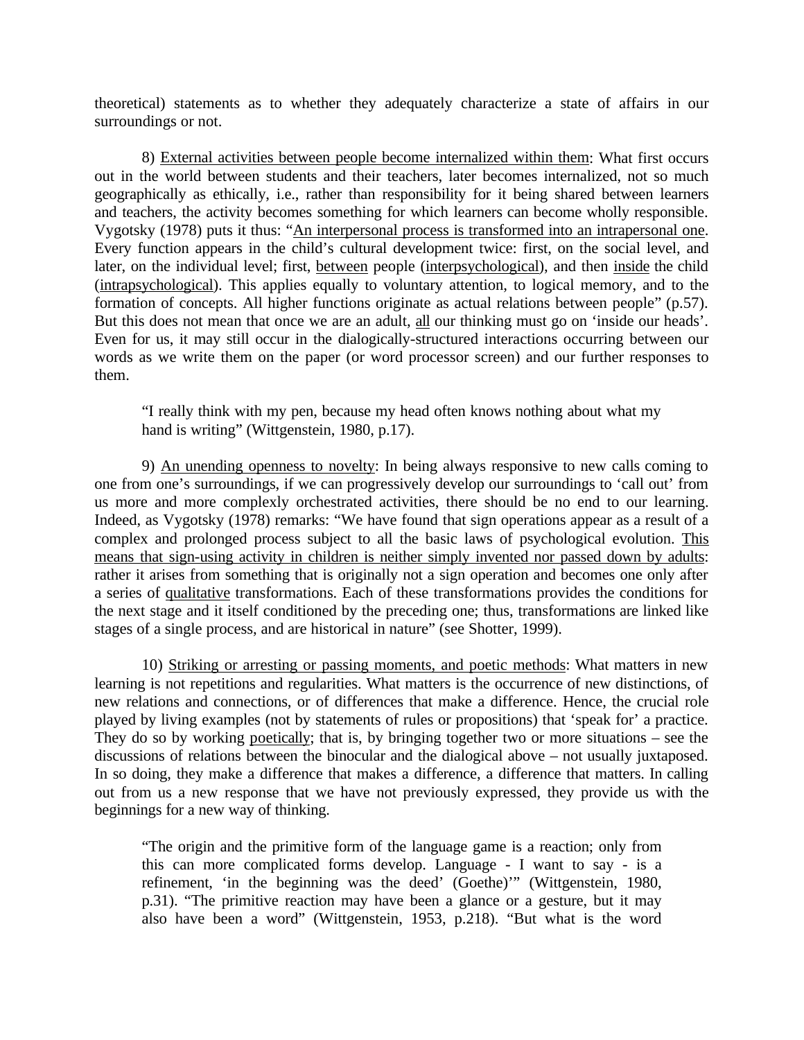theoretical) statements as to whether they adequately characterize a state of affairs in our surroundings or not.

8) <u>External activities between people become internalized within them</u>: What first occurs out in the world between students and their teachers, later becomes internalized, not so much geographically as ethically, i.e., rather than responsibility for it being shared between learners and teachers, the activity becomes something for which learners can become wholly responsible. Vygotsky (1978) puts it thus: "<u>An interpersonal process is transformed into an intrapersonal one</u>. Every function appears in the child's cultural development twice: first, on the social level, and later, on the individual level; first, <u>between</u> people (<u>interpsychological</u>), and then <u>inside</u> the child (<u>intrapsychological</u>). This applies equally to voluntary attention, to logical memory, and to the formation of concepts. All higher functions originate as actual relations between people" (p.57). But this does not mean that once we are an adult, <u>all</u> our thinking must go on 'inside our heads'. Even for us, it may still occur in the dialogically-structured interactions occurring between our words as we write them on the paper (or word processor screen) and our further responses to them.

> "I really think with my pen, because my head often knows nothing about what my hand is writing" (Wittgenstein, 1980, p.17).

9) <u>An unending openness to novelty</u>: In being always responsive to new calls coming to one from one's surroundings, if we can progressively develop our surroundings to 'call out' from us more and more complexly orchestrated activities, there should be no end to our learning. Indeed, as Vygotsky (1978) remarks: "We have found that sign operations appear as a result of a complex and prolonged process subject to all the basic laws of psychological evolution. <u>This means that sign-using activity in children is neither simply invented nor passed down by adults</u>: rather it arises from something that is originally not a sign operation and becomes one only after a series of <u>qualitative</u> transformations. Each of these transformations provides the conditions for the next stage and it itself conditioned by the preceding one; thus, transformations are linked like stages of a single process, and are historical in nature" (see Shotter, 1999).

10) <u>Striking or arresting or passing moments, and poetic methods</u>: What matters in new learning is not repetitions and regularities. What matters is the occurrence of new distinctions, of new relations and connections, or of differences that make a difference. Hence, the crucial role played by living examples (not by statements of rules or propositions) that 'speak for' a practice. They do so by working <u>poetically</u>; that is, by bringing together two or more situations – see the discussions of relations between the binocular and the dialogical above – not usually juxtaposed. In so doing, they make a difference that makes a difference, a difference that matters. In calling out from us a new response that we have not previously expressed, they provide us with the beginnings for a new way of thinking.

> "The origin and the primitive form of the language game is a reaction; only from this can more complicated forms develop. Language - I want to say - is a refinement, 'in the beginning was the deed' (Goethe)'" (Wittgenstein, 1980, p.31). "The primitive reaction may have been a glance or a gesture, but it may also have been a word" (Wittgenstein, 1953, p.218). "But what is the word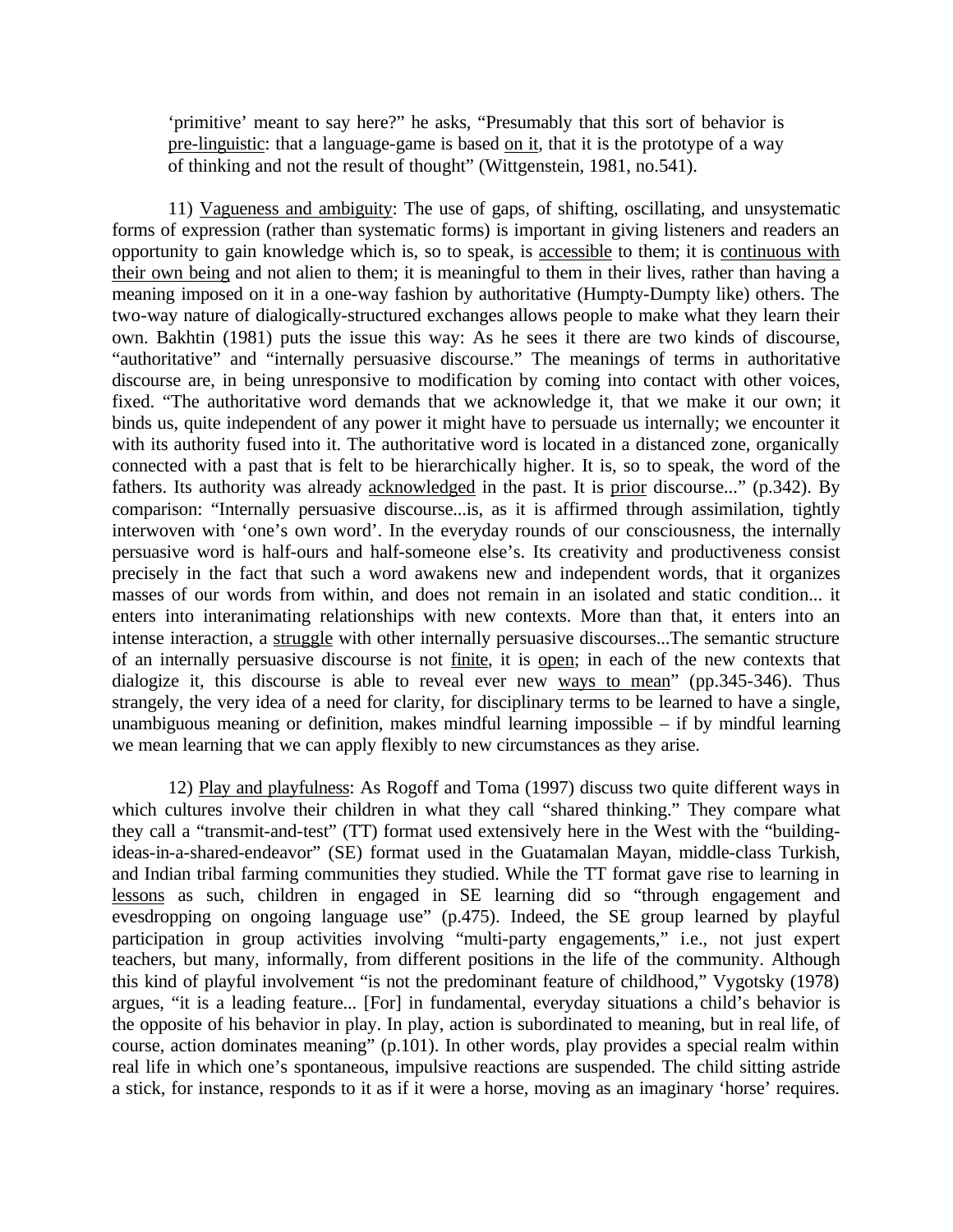> 'primitive' meant to say here?" he asks, "Presumably that this sort of behavior is pre-linguistic: that a language-game is based on it, that it is the prototype of a way of thinking and not the result of thought" (Wittgenstein, 1981, no.541).

11) Vagueness and ambiguity: The use of gaps, of shifting, oscillating, and unsystematic forms of expression (rather than systematic forms) is important in giving listeners and readers an opportunity to gain knowledge which is, so to speak, is accessible to them; it is continuous with their own being and not alien to them; it is meaningful to them in their lives, rather than having a meaning imposed on it in a one-way fashion by authoritative (Humpty-Dumpty like) others. The two-way nature of dialogically-structured exchanges allows people to make what they learn their own. Bakhtin (1981) puts the issue this way: As he sees it there are two kinds of discourse, "authoritative" and "internally persuasive discourse." The meanings of terms in authoritative discourse are, in being unresponsive to modification by coming into contact with other voices, fixed. "The authoritative word demands that we acknowledge it, that we make it our own; it binds us, quite independent of any power it might have to persuade us internally; we encounter it with its authority fused into it. The authoritative word is located in a distanced zone, organically connected with a past that is felt to be hierarchically higher. It is, so to speak, the word of the fathers. Its authority was already acknowledged in the past. It is prior discourse..." (p.342). By comparison: "Internally persuasive discourse...is, as it is affirmed through assimilation, tightly interwoven with 'one's own word'. In the everyday rounds of our consciousness, the internally persuasive word is half-ours and half-someone else's. Its creativity and productiveness consist precisely in the fact that such a word awakens new and independent words, that it organizes masses of our words from within, and does not remain in an isolated and static condition... it enters into interanimating relationships with new contexts. More than that, it enters into an intense interaction, a struggle with other internally persuasive discourses...The semantic structure of an internally persuasive discourse is not finite, it is open; in each of the new contexts that dialogize it, this discourse is able to reveal ever new ways to mean" (pp.345-346). Thus strangely, the very idea of a need for clarity, for disciplinary terms to be learned to have a single, unambiguous meaning or definition, makes mindful learning impossible – if by mindful learning we mean learning that we can apply flexibly to new circumstances as they arise.

12) Play and playfulness: As Rogoff and Toma (1997) discuss two quite different ways in which cultures involve their children in what they call "shared thinking." They compare what they call a "transmit-and-test" (TT) format used extensively here in the West with the "building-ideas-in-a-shared-endeavor" (SE) format used in the Guatamalan Mayan, middle-class Turkish, and Indian tribal farming communities they studied. While the TT format gave rise to learning in lessons as such, children in engaged in SE learning did so "through engagement and evesdropping on ongoing language use" (p.475). Indeed, the SE group learned by playful participation in group activities involving "multi-party engagements," i.e., not just expert teachers, but many, informally, from different positions in the life of the community. Although this kind of playful involvement "is not the predominant feature of childhood," Vygotsky (1978) argues, "it is a leading feature... [For] in fundamental, everyday situations a child's behavior is the opposite of his behavior in play. In play, action is subordinated to meaning, but in real life, of course, action dominates meaning" (p.101). In other words, play provides a special realm within real life in which one's spontaneous, impulsive reactions are suspended. The child sitting astride a stick, for instance, responds to it as if it were a horse, moving as an imaginary 'horse' requires.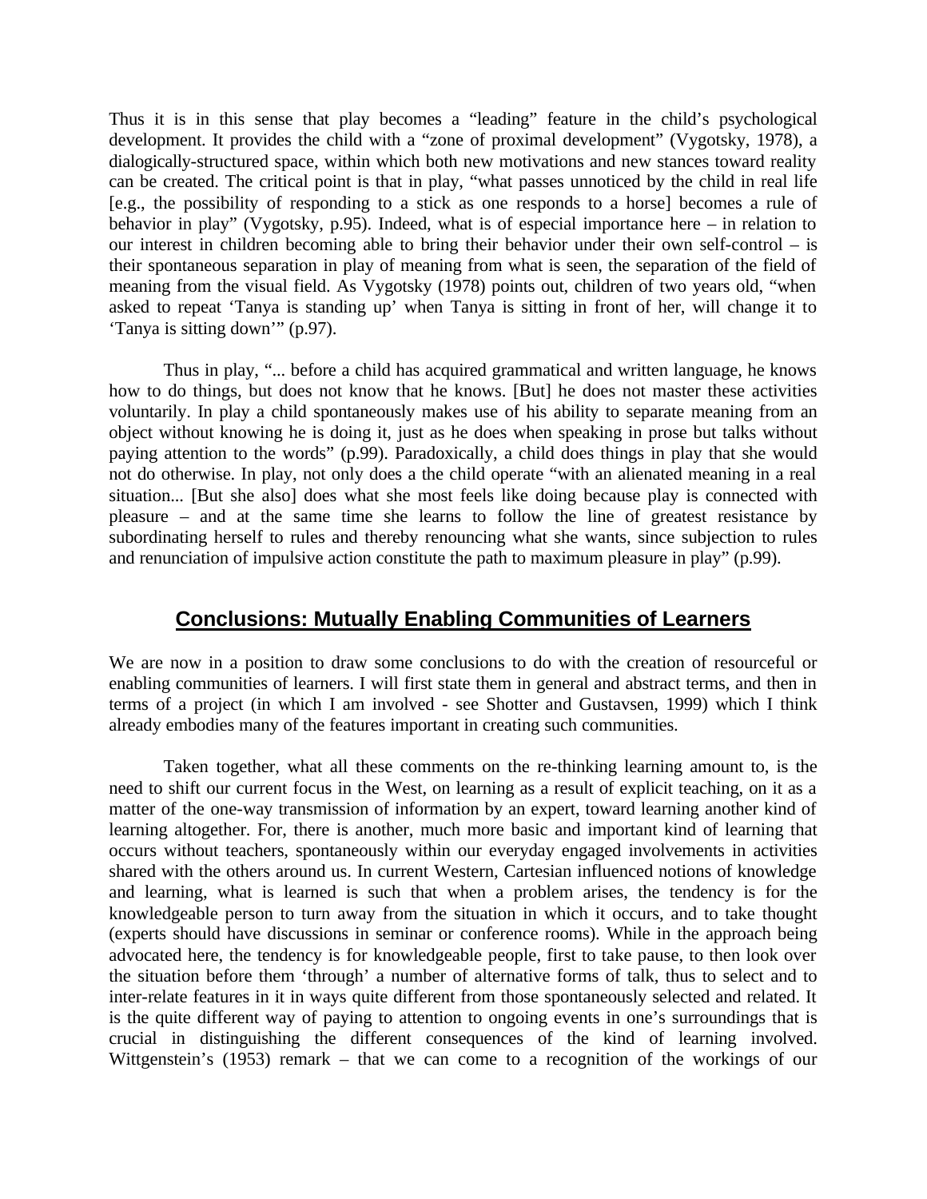Thus it is in this sense that play becomes a "leading" feature in the child's psychological development. It provides the child with a "zone of proximal development" (Vygotsky, 1978), a dialogically-structured space, within which both new motivations and new stances toward reality can be created. The critical point is that in play, "what passes unnoticed by the child in real life [e.g., the possibility of responding to a stick as one responds to a horse] becomes a rule of behavior in play" (Vygotsky, p.95). Indeed, what is of especial importance here – in relation to our interest in children becoming able to bring their behavior under their own self-control – is their spontaneous separation in play of meaning from what is seen, the separation of the field of meaning from the visual field. As Vygotsky (1978) points out, children of two years old, "when asked to repeat 'Tanya is standing up' when Tanya is sitting in front of her, will change it to 'Tanya is sitting down'" (p.97).

Thus in play, "... before a child has acquired grammatical and written language, he knows how to do things, but does not know that he knows. [But] he does not master these activities voluntarily. In play a child spontaneously makes use of his ability to separate meaning from an object without knowing he is doing it, just as he does when speaking in prose but talks without paying attention to the words" (p.99). Paradoxically, a child does things in play that she would not do otherwise. In play, not only does a the child operate "with an alienated meaning in a real situation... [But she also] does what she most feels like doing because play is connected with pleasure – and at the same time she learns to follow the line of greatest resistance by subordinating herself to rules and thereby renouncing what she wants, since subjection to rules and renunciation of impulsive action constitute the path to maximum pleasure in play" (p.99).

## Conclusions: Mutually Enabling Communities of Learners

We are now in a position to draw some conclusions to do with the creation of resourceful or enabling communities of learners. I will first state them in general and abstract terms, and then in terms of a project (in which I am involved - see Shotter and Gustavsen, 1999) which I think already embodies many of the features important in creating such communities.

Taken together, what all these comments on the re-thinking learning amount to, is the need to shift our current focus in the West, on learning as a result of explicit teaching, on it as a matter of the one-way transmission of information by an expert, toward learning another kind of learning altogether. For, there is another, much more basic and important kind of learning that occurs without teachers, spontaneously within our everyday engaged involvements in activities shared with the others around us. In current Western, Cartesian influenced notions of knowledge and learning, what is learned is such that when a problem arises, the tendency is for the knowledgeable person to turn away from the situation in which it occurs, and to take thought (experts should have discussions in seminar or conference rooms). While in the approach being advocated here, the tendency is for knowledgeable people, first to take pause, to then look over the situation before them 'through' a number of alternative forms of talk, thus to select and to inter-relate features in it in ways quite different from those spontaneously selected and related. It is the quite different way of paying to attention to ongoing events in one's surroundings that is crucial in distinguishing the different consequences of the kind of learning involved. Wittgenstein's (1953) remark – that we can come to a recognition of the workings of our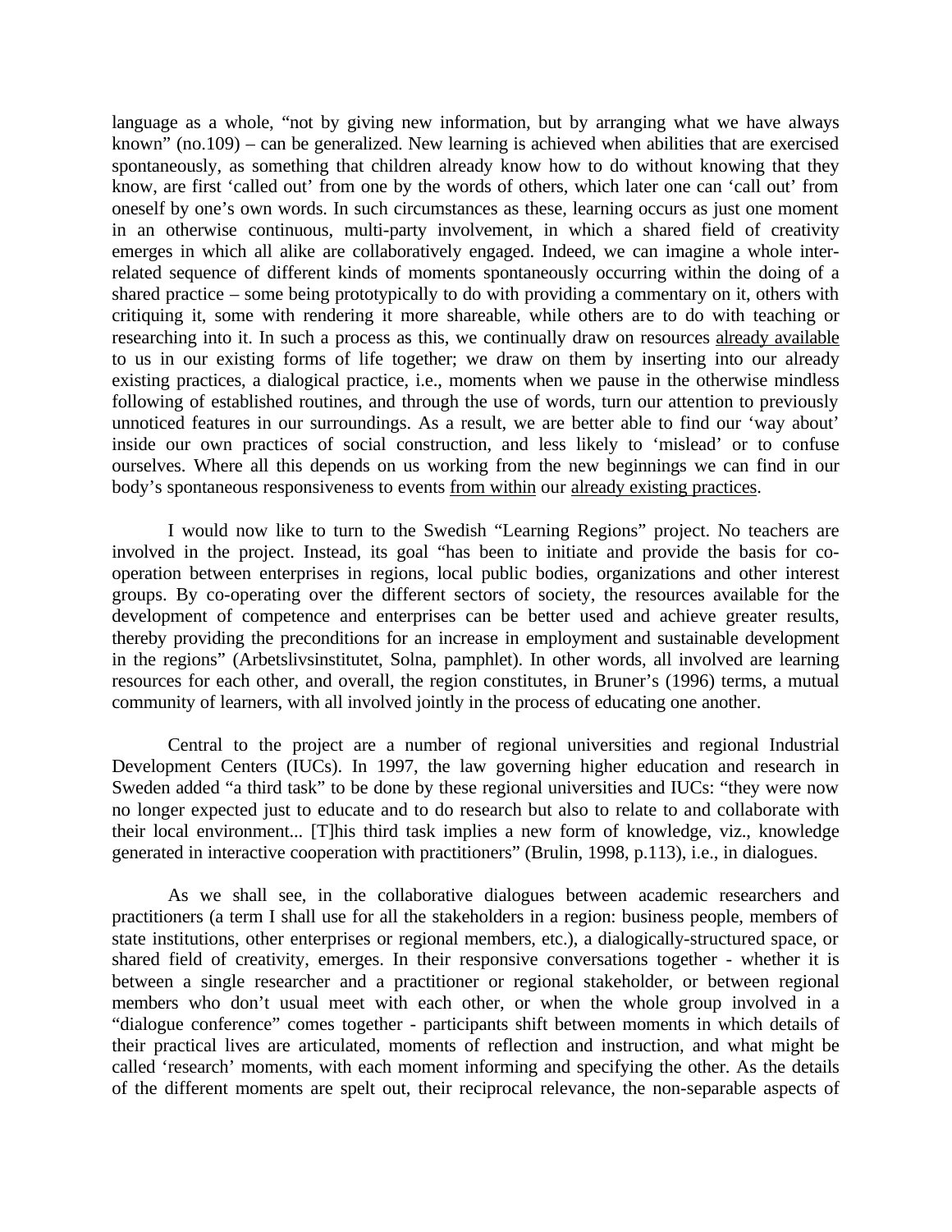language as a whole, "not by giving new information, but by arranging what we have always known" (no.109) – can be generalized. New learning is achieved when abilities that are exercised spontaneously, as something that children already know how to do without knowing that they know, are first 'called out' from one by the words of others, which later one can 'call out' from oneself by one's own words. In such circumstances as these, learning occurs as just one moment in an otherwise continuous, multi-party involvement, in which a shared field of creativity emerges in which all alike are collaboratively engaged. Indeed, we can imagine a whole inter-related sequence of different kinds of moments spontaneously occurring within the doing of a shared practice – some being prototypically to do with providing a commentary on it, others with critiquing it, some with rendering it more shareable, while others are to do with teaching or researching into it. In such a process as this, we continually draw on resources <u>already available</u> to us in our existing forms of life together; we draw on them by inserting into our already existing practices, a dialogical practice, i.e., moments when we pause in the otherwise mindless following of established routines, and through the use of words, turn our attention to previously unnoticed features in our surroundings. As a result, we are better able to find our 'way about' inside our own practices of social construction, and less likely to 'mislead' or to confuse ourselves. Where all this depends on us working from the new beginnings we can find in our body's spontaneous responsiveness to events <u>from within</u> our <u>already existing practices</u>.

I would now like to turn to the Swedish "Learning Regions" project. No teachers are involved in the project. Instead, its goal "has been to initiate and provide the basis for co-operation between enterprises in regions, local public bodies, organizations and other interest groups. By co-operating over the different sectors of society, the resources available for the development of competence and enterprises can be better used and achieve greater results, thereby providing the preconditions for an increase in employment and sustainable development in the regions" (Arbetslivsinstitutet, Solna, pamphlet). In other words, all involved are learning resources for each other, and overall, the region constitutes, in Bruner's (1996) terms, a mutual community of learners, with all involved jointly in the process of educating one another.

Central to the project are a number of regional universities and regional Industrial Development Centers (IUCs). In 1997, the law governing higher education and research in Sweden added "a third task" to be done by these regional universities and IUCs: "they were now no longer expected just to educate and to do research but also to relate to and collaborate with their local environment... [T]his third task implies a new form of knowledge, viz., knowledge generated in interactive cooperation with practitioners" (Brulin, 1998, p.113), i.e., in dialogues.

As we shall see, in the collaborative dialogues between academic researchers and practitioners (a term I shall use for all the stakeholders in a region: business people, members of state institutions, other enterprises or regional members, etc.), a dialogically-structured space, or shared field of creativity, emerges. In their responsive conversations together - whether it is between a single researcher and a practitioner or regional stakeholder, or between regional members who don't usual meet with each other, or when the whole group involved in a "dialogue conference" comes together - participants shift between moments in which details of their practical lives are articulated, moments of reflection and instruction, and what might be called 'research' moments, with each moment informing and specifying the other. As the details of the different moments are spelt out, their reciprocal relevance, the non-separable aspects of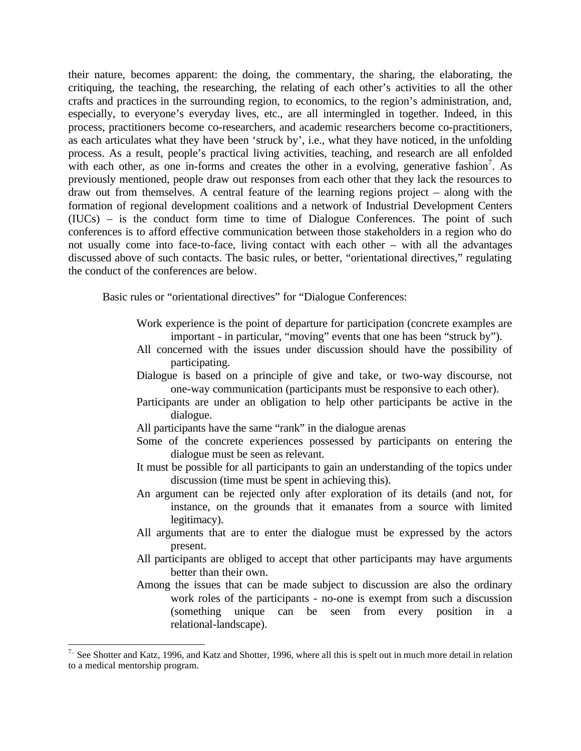their nature, becomes apparent: the doing, the commentary, the sharing, the elaborating, the critiquing, the teaching, the researching, the relating of each other's activities to all the other crafts and practices in the surrounding region, to economics, to the region's administration, and, especially, to everyone's everyday lives, etc., are all intermingled in together. Indeed, in this process, practitioners become co-researchers, and academic researchers become co-practitioners, as each articulates what they have been 'struck by', i.e., what they have noticed, in the unfolding process. As a result, people's practical living activities, teaching, and research are all enfolded with each other, as one in-forms and creates the other in a evolving, generative fashion[7]. As previously mentioned, people draw out responses from each other that they lack the resources to draw out from themselves. A central feature of the learning regions project – along with the formation of regional development coalitions and a network of Industrial Development Centers (IUCs) – is the conduct form time to time of Dialogue Conferences. The point of such conferences is to afford effective communication between those stakeholders in a region who do not usually come into face-to-face, living contact with each other – with all the advantages discussed above of such contacts. The basic rules, or better, "orientational directives," regulating the conduct of the conferences are below.

Basic rules or "orientational directives" for "Dialogue Conferences:

- Work experience is the point of departure for participation (concrete examples are important - in particular, "moving" events that one has been "struck by").
- All concerned with the issues under discussion should have the possibility of participating.
- Dialogue is based on a principle of give and take, or two-way discourse, not one-way communication (participants must be responsive to each other).
- Participants are under an obligation to help other participants be active in the dialogue.
- All participants have the same "rank" in the dialogue arenas
- Some of the concrete experiences possessed by participants on entering the dialogue must be seen as relevant.
- It must be possible for all participants to gain an understanding of the topics under discussion (time must be spent in achieving this).
- An argument can be rejected only after exploration of its details (and not, for instance, on the grounds that it emanates from a source with limited legitimacy).
- All arguments that are to enter the dialogue must be expressed by the actors present.
- All participants are obliged to accept that other participants may have arguments better than their own.
- Among the issues that can be made subject to discussion are also the ordinary work roles of the participants - no-one is exempt from such a discussion (something unique can be seen from every position in a relational-landscape).

---

[7] See Shotter and Katz, 1996, and Katz and Shotter, 1996, where all this is spelt out in much more detail in relation to a medical mentorship program.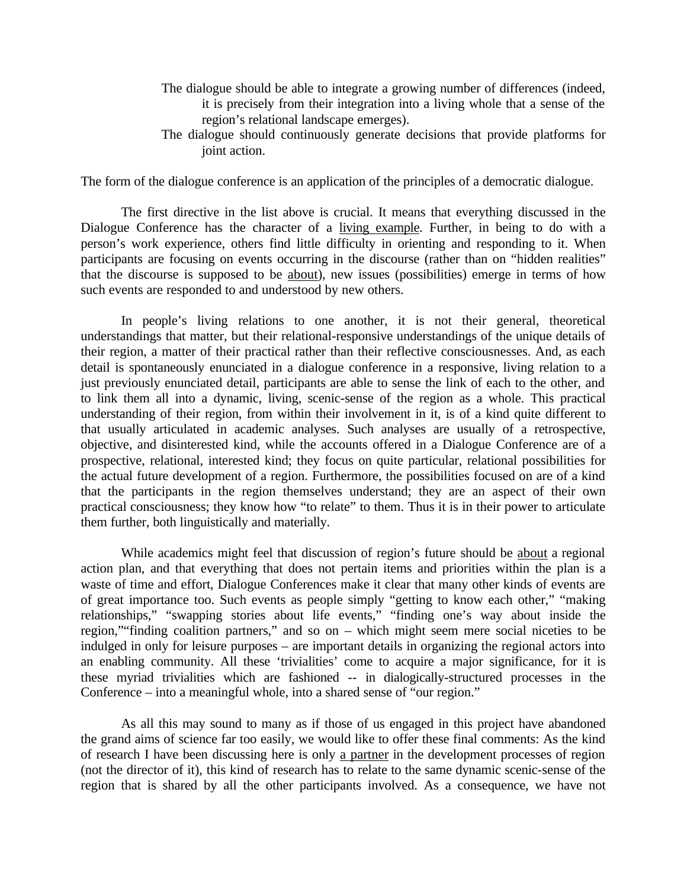The dialogue should be able to integrate a growing number of differences (indeed, it is precisely from their integration into a living whole that a sense of the region's relational landscape emerges).

The dialogue should continuously generate decisions that provide platforms for joint action.

The form of the dialogue conference is an application of the principles of a democratic dialogue.

The first directive in the list above is crucial. It means that everything discussed in the Dialogue Conference has the character of a <u>living example</u>. Further, in being to do with a person's work experience, others find little difficulty in orienting and responding to it. When participants are focusing on events occurring in the discourse (rather than on "hidden realities" that the discourse is supposed to be <u>about</u>), new issues (possibilities) emerge in terms of how such events are responded to and understood by new others.

In people's living relations to one another, it is not their general, theoretical understandings that matter, but their relational-responsive understandings of the unique details of their region, a matter of their practical rather than their reflective consciousnesses. And, as each detail is spontaneously enunciated in a dialogue conference in a responsive, living relation to a just previously enunciated detail, participants are able to sense the link of each to the other, and to link them all into a dynamic, living, scenic-sense of the region as a whole. This practical understanding of their region, from within their involvement in it, is of a kind quite different to that usually articulated in academic analyses. Such analyses are usually of a retrospective, objective, and disinterested kind, while the accounts offered in a Dialogue Conference are of a prospective, relational, interested kind; they focus on quite particular, relational possibilities for the actual future development of a region. Furthermore, the possibilities focused on are of a kind that the participants in the region themselves understand; they are an aspect of their own practical consciousness; they know how "to relate" to them. Thus it is in their power to articulate them further, both linguistically and materially.

While academics might feel that discussion of region's future should be <u>about</u> a regional action plan, and that everything that does not pertain items and priorities within the plan is a waste of time and effort, Dialogue Conferences make it clear that many other kinds of events are of great importance too. Such events as people simply "getting to know each other," "making relationships," "swapping stories about life events," "finding one's way about inside the region,""finding coalition partners," and so on – which might seem mere social niceties to be indulged in only for leisure purposes – are important details in organizing the regional actors into an enabling community. All these 'trivialities' come to acquire a major significance, for it is these myriad trivialities which are fashioned -- in dialogically-structured processes in the Conference – into a meaningful whole, into a shared sense of "our region."

As all this may sound to many as if those of us engaged in this project have abandoned the grand aims of science far too easily, we would like to offer these final comments: As the kind of research I have been discussing here is only <u>a partner</u> in the development processes of region (not the director of it), this kind of research has to relate to the same dynamic scenic-sense of the region that is shared by all the other participants involved. As a consequence, we have not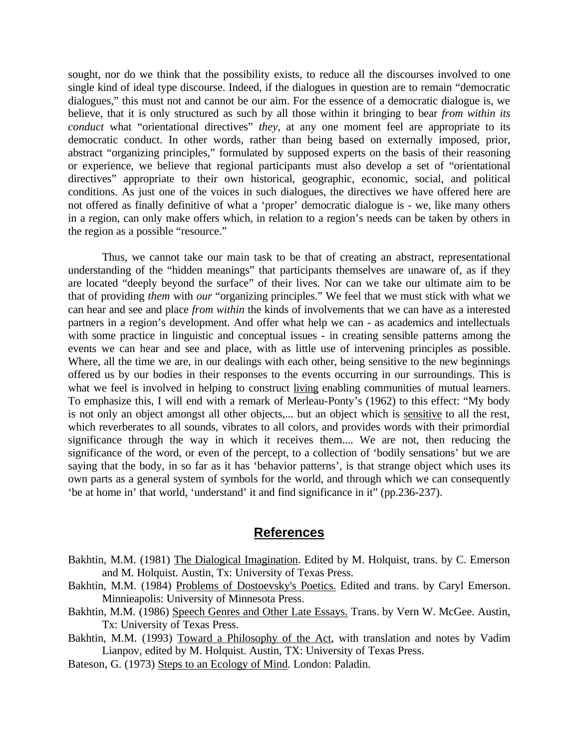sought, nor do we think that the possibility exists, to reduce all the discourses involved to one single kind of ideal type discourse. Indeed, if the dialogues in question are to remain "democratic dialogues," this must not and cannot be our aim. For the essence of a democratic dialogue is, we believe, that it is only structured as such by all those within it bringing to bear *from within its conduct* what "orientational directives" *they*, at any one moment feel are appropriate to its democratic conduct. In other words, rather than being based on externally imposed, prior, abstract "organizing principles," formulated by supposed experts on the basis of their reasoning or experience, we believe that regional participants must also develop a set of "orientational directives" appropriate to their own historical, geographic, economic, social, and political conditions. As just one of the voices in such dialogues, the directives we have offered here are not offered as finally definitive of what a 'proper' democratic dialogue is - we, like many others in a region, can only make offers which, in relation to a region's needs can be taken by others in the region as a possible "resource."

Thus, we cannot take our main task to be that of creating an abstract, representational understanding of the "hidden meanings" that participants themselves are unaware of, as if they are located "deeply beyond the surface" of their lives. Nor can we take our ultimate aim to be that of providing *them* with *our* "organizing principles." We feel that we must stick with what we can hear and see and place *from within* the kinds of involvements that we can have as a interested partners in a region's development. And offer what help we can - as academics and intellectuals with some practice in linguistic and conceptual issues - in creating sensible patterns among the events we can hear and see and place, with as little use of intervening principles as possible. Where, all the time we are, in our dealings with each other, being sensitive to the new beginnings offered us by our bodies in their responses to the events occurring in our surroundings. This is what we feel is involved in helping to construct <u>living</u> enabling communities of mutual learners. To emphasize this, I will end with a remark of Merleau-Ponty's (1962) to this effect: "My body is not only an object amongst all other objects,... but an object which is <u>sensitive</u> to all the rest, which reverberates to all sounds, vibrates to all colors, and provides words with their primordial significance through the way in which it receives them.... We are not, then reducing the significance of the word, or even of the percept, to a collection of 'bodily sensations' but we are saying that the body, in so far as it has 'behavior patterns', is that strange object which uses its own parts as a general system of symbols for the world, and through which we can consequently 'be at home in' that world, 'understand' it and find significance in it" (pp.236-237).

## References

Bakhtin, M.M. (1981) <u>The Dialogical Imagination</u>. Edited by M. Holquist, trans. by C. Emerson and M. Holquist. Austin, Tx: University of Texas Press.

Bakhtin, M.M. (1984) <u>Problems of Dostoevsky's Poetics.</u> Edited and trans. by Caryl Emerson. Minnieapolis: University of Minnesota Press.

Bakhtin, M.M. (1986) <u>Speech Genres and Other Late Essays.</u> Trans. by Vern W. McGee. Austin, Tx: University of Texas Press.

Bakhtin, M.M. (1993) <u>Toward a Philosophy of the Act</u>, with translation and notes by Vadim Lianpov, edited by M. Holquist. Austin, TX: University of Texas Press.

Bateson, G. (1973) <u>Steps to an Ecology of Mind</u>. London: Paladin.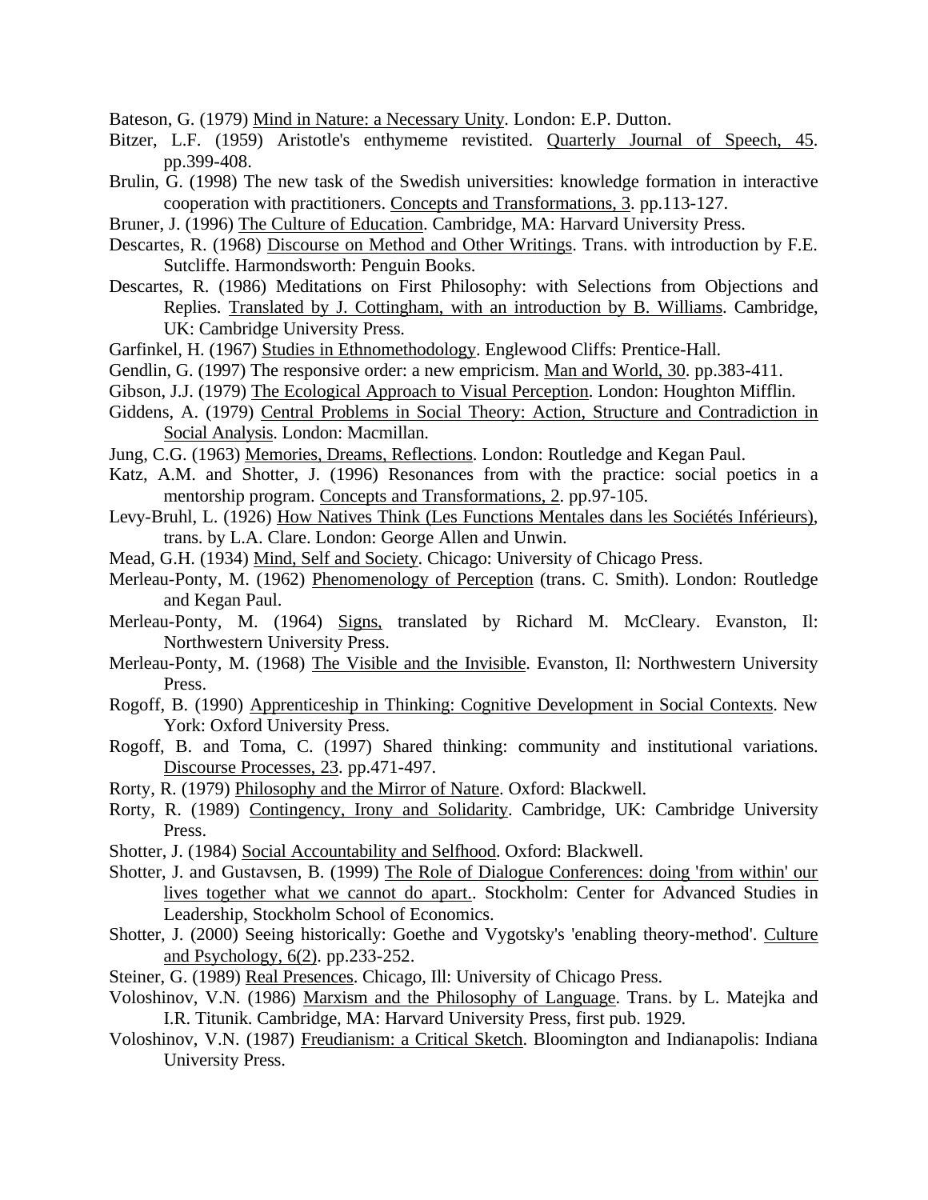Bateson, G. (1979) Mind in Nature: a Necessary Unity. London: E.P. Dutton.

Bitzer, L.F. (1959) Aristotle's enthymeme revistited. Quarterly Journal of Speech, 45. pp.399-408.

Brulin, G. (1998) The new task of the Swedish universities: knowledge formation in interactive cooperation with practitioners. Concepts and Transformations, 3. pp.113-127.

Bruner, J. (1996) The Culture of Education. Cambridge, MA: Harvard University Press.

Descartes, R. (1968) Discourse on Method and Other Writings. Trans. with introduction by F.E. Sutcliffe. Harmondsworth: Penguin Books.

Descartes, R. (1986) Meditations on First Philosophy: with Selections from Objections and Replies. Translated by J. Cottingham, with an introduction by B. Williams. Cambridge, UK: Cambridge University Press.

Garfinkel, H. (1967) Studies in Ethnomethodology. Englewood Cliffs: Prentice-Hall.

Gendlin, G. (1997) The responsive order: a new empricism. Man and World, 30. pp.383-411.

Gibson, J.J. (1979) The Ecological Approach to Visual Perception. London: Houghton Mifflin.

Giddens, A. (1979) Central Problems in Social Theory: Action, Structure and Contradiction in Social Analysis. London: Macmillan.

Jung, C.G. (1963) Memories, Dreams, Reflections. London: Routledge and Kegan Paul.

Katz, A.M. and Shotter, J. (1996) Resonances from with the practice: social poetics in a mentorship program. Concepts and Transformations, 2. pp.97-105.

Levy-Bruhl, L. (1926) How Natives Think (Les Functions Mentales dans les Sociétés Inférieurs), trans. by L.A. Clare. London: George Allen and Unwin.

Mead, G.H. (1934) Mind, Self and Society. Chicago: University of Chicago Press.

Merleau-Ponty, M. (1962) Phenomenology of Perception (trans. C. Smith). London: Routledge and Kegan Paul.

Merleau-Ponty, M. (1964) Signs, translated by Richard M. McCleary. Evanston, Il: Northwestern University Press.

Merleau-Ponty, M. (1968) The Visible and the Invisible. Evanston, Il: Northwestern University Press.

Rogoff, B. (1990) Apprenticeship in Thinking: Cognitive Development in Social Contexts. New York: Oxford University Press.

Rogoff, B. and Toma, C. (1997) Shared thinking: community and institutional variations. Discourse Processes, 23. pp.471-497.

Rorty, R. (1979) Philosophy and the Mirror of Nature. Oxford: Blackwell.

Rorty, R. (1989) Contingency, Irony and Solidarity. Cambridge, UK: Cambridge University Press.

Shotter, J. (1984) Social Accountability and Selfhood. Oxford: Blackwell.

Shotter, J. and Gustavsen, B. (1999) The Role of Dialogue Conferences: doing 'from within' our lives together what we cannot do apart.. Stockholm: Center for Advanced Studies in Leadership, Stockholm School of Economics.

Shotter, J. (2000) Seeing historically: Goethe and Vygotsky's 'enabling theory-method'. Culture and Psychology, 6(2). pp.233-252.

Steiner, G. (1989) Real Presences. Chicago, Ill: University of Chicago Press.

Voloshinov, V.N. (1986) Marxism and the Philosophy of Language. Trans. by L. Matejka and I.R. Titunik. Cambridge, MA: Harvard University Press, first pub. 1929.

Voloshinov, V.N. (1987) Freudianism: a Critical Sketch. Bloomington and Indianapolis: Indiana University Press.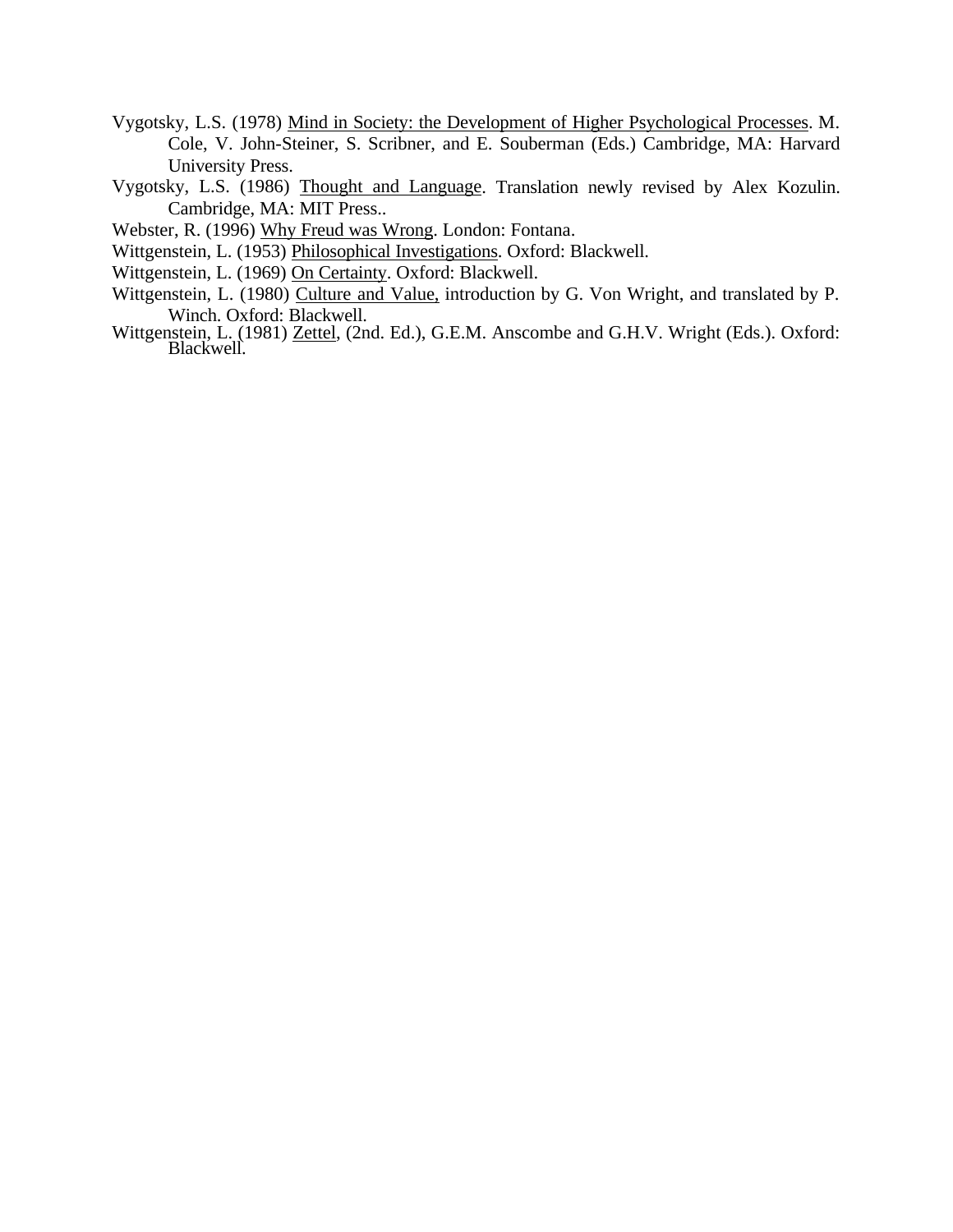Vygotsky, L.S. (1978) Mind in Society: the Development of Higher Psychological Processes. M. Cole, V. John-Steiner, S. Scribner, and E. Souberman (Eds.) Cambridge, MA: Harvard University Press.

Vygotsky, L.S. (1986) Thought and Language. Translation newly revised by Alex Kozulin. Cambridge, MA: MIT Press..

Webster, R. (1996) Why Freud was Wrong. London: Fontana.

Wittgenstein, L. (1953) Philosophical Investigations. Oxford: Blackwell.

Wittgenstein, L. (1969) On Certainty. Oxford: Blackwell.

Wittgenstein, L. (1980) Culture and Value, introduction by G. Von Wright, and translated by P. Winch. Oxford: Blackwell.

Wittgenstein, L. (1981) Zettel, (2nd. Ed.), G.E.M. Anscombe and G.H.V. Wright (Eds.). Oxford: Blackwell.